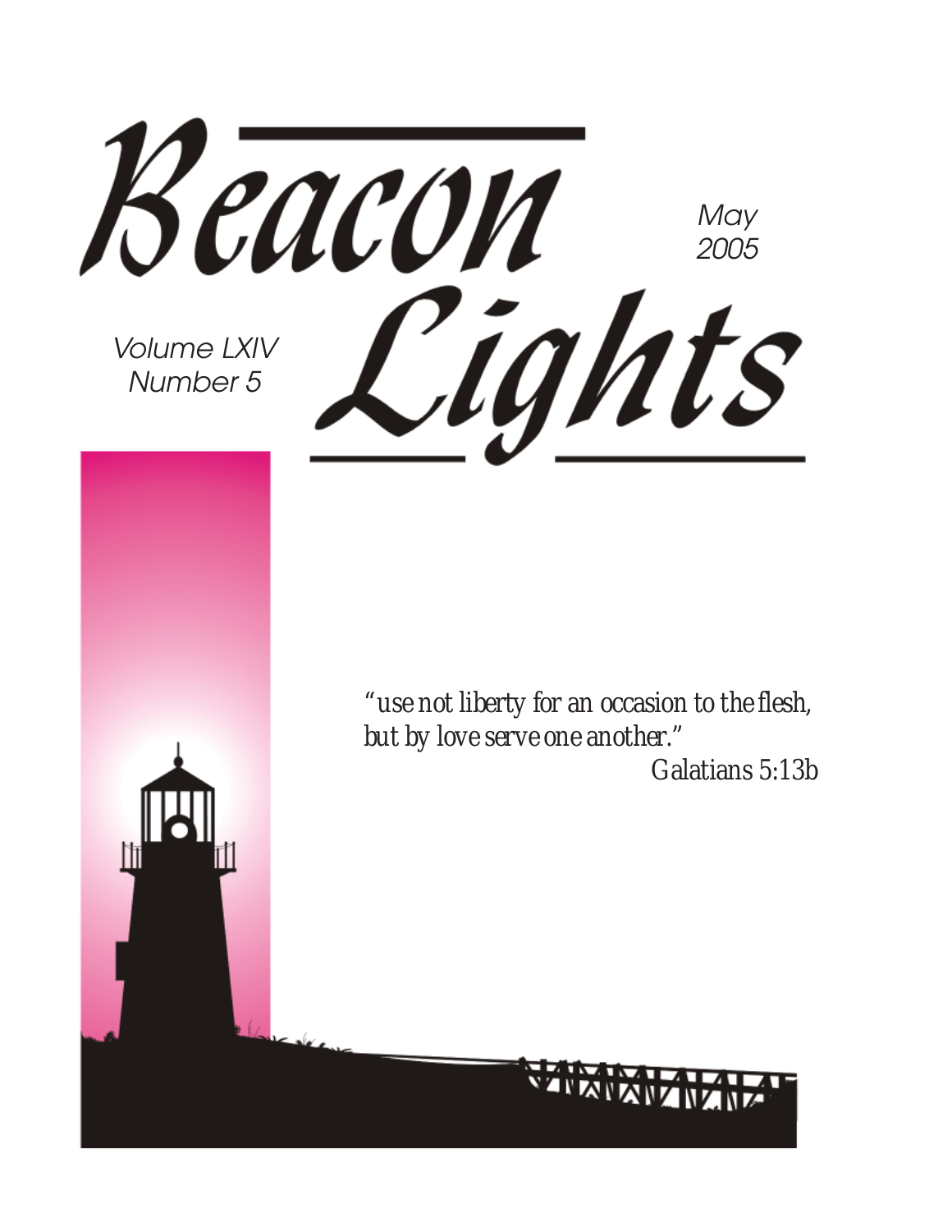# Beacon Lights

May 2005

Volume LXIV
Number 5

*"use not liberty for an occasion to the flesh, but by love serve one another."*
Galatians 5:13b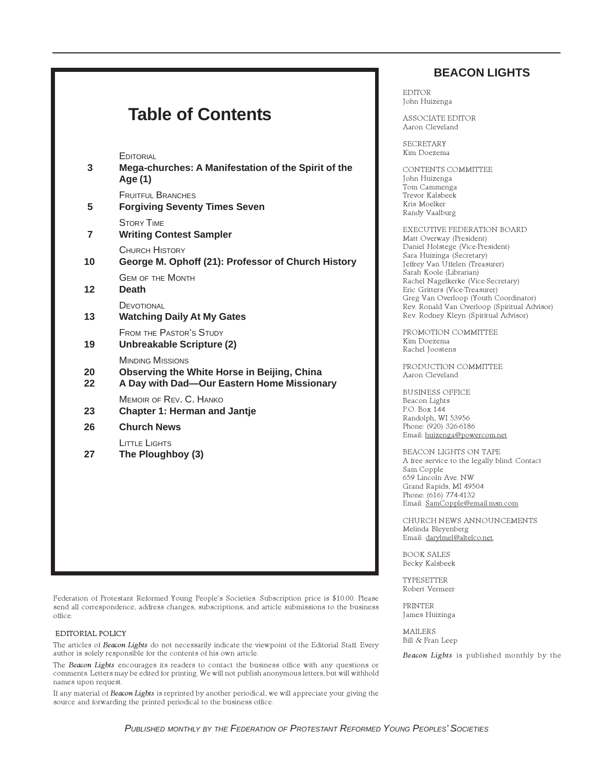# Table of Contents

EDITORIAL

**3** **Mega-churches: A Manifestation of the Spirit of the Age (1)**

FRUITFUL BRANCHES

**5** **Forgiving Seventy Times Seven**

STORY TIME

**7** **Writing Contest Sampler**

CHURCH HISTORY

**10** **George M. Ophoff (21): Professor of Church History**

GEM OF THE MONTH

**12** **Death**

DEVOTIONAL

**13** **Watching Daily At My Gates**

FROM THE PASTOR'S STUDY

**19** **Unbreakable Scripture (2)**

MINDING MISSIONS

**20** **Observing the White Horse in Beijing, China**

**22** **A Day with Dad—Our Eastern Home Missionary**

MEMOIR OF REV. C. HANKO

**23** **Chapter 1: Herman and Jantje**

**26** **Church News**

LITTLE LIGHTS

**27** **The Ploughboy (3)**

## BEACON LIGHTS

EDITOR
John Huizenga

ASSOCIATE EDITOR
Aaron Cleveland

SECRETARY
Kim Doezema

CONTENTS COMMITTEE
John Huizenga
Tom Cammenga
Trevor Kalsbeek
Kris Moelker
Randy Vaalburg

EXECUTIVE FEDERATION BOARD
Matt Overway (President)
Daniel Holstege (Vice-President)
Sara Huizinga (Secretary)
Jeffrey Van Uffelen (Treasurer)
Sarah Koole (Librarian)
Rachel Nagelkerke (Vice-Secretary)
Eric Gritters (Vice-Treasurer)
Greg Van Overloop (Youth Coordinator)
Rev. Ronald Van Overloop (Spiritual Advisor)
Rev. Rodney Kleyn (Spiritual Advisor)

PROMOTION COMMITTEE
Kim Doezema
Rachel Joostens

PRODUCTION COMMITTEE
Aaron Cleveland

BUSINESS OFFICE
Beacon Lights
P.O. Box 144
Randolph, WI 53956
Phone: (920) 326-6186
Email: huizenga@powercom.net

BEACON LIGHTS ON TAPE
A free service to the legally blind. Contact
Sam Copple
659 Lincoln Ave. NW
Grand Rapids, MI 49504
Phone: (616) 774-4132
Email: SamCopple@email.msn.com

CHURCH NEWS ANNOUNCEMENTS
Melinda Bleyenberg
Email: darylmel@altelco.net.

BOOK SALES
Becky Kalsbeek

TYPESETTER
Robert Vermeer

PRINTER
James Huizinga

MAILERS
Bill & Fran Leep

*Beacon Lights* is published monthly by the Federation of Protestant Reformed Young People's Societies. Subscription price is $10.00. Please send all correspondence, address changes, subscriptions, and article submissions to the business office.

EDITORIAL POLICY

The articles of *Beacon Lights* do not necessarily indicate the viewpoint of the Editorial Staff. Every author is solely responsible for the contents of his own article.

The *Beacon Lights* encourages its readers to contact the business office with any questions or comments. Letters may be edited for printing. We will not publish anonymous letters, but will withhold names upon request.

If any material of *Beacon Lights* is reprinted by another periodical, we will appreciate your giving the source and forwarding the printed periodical to the business office.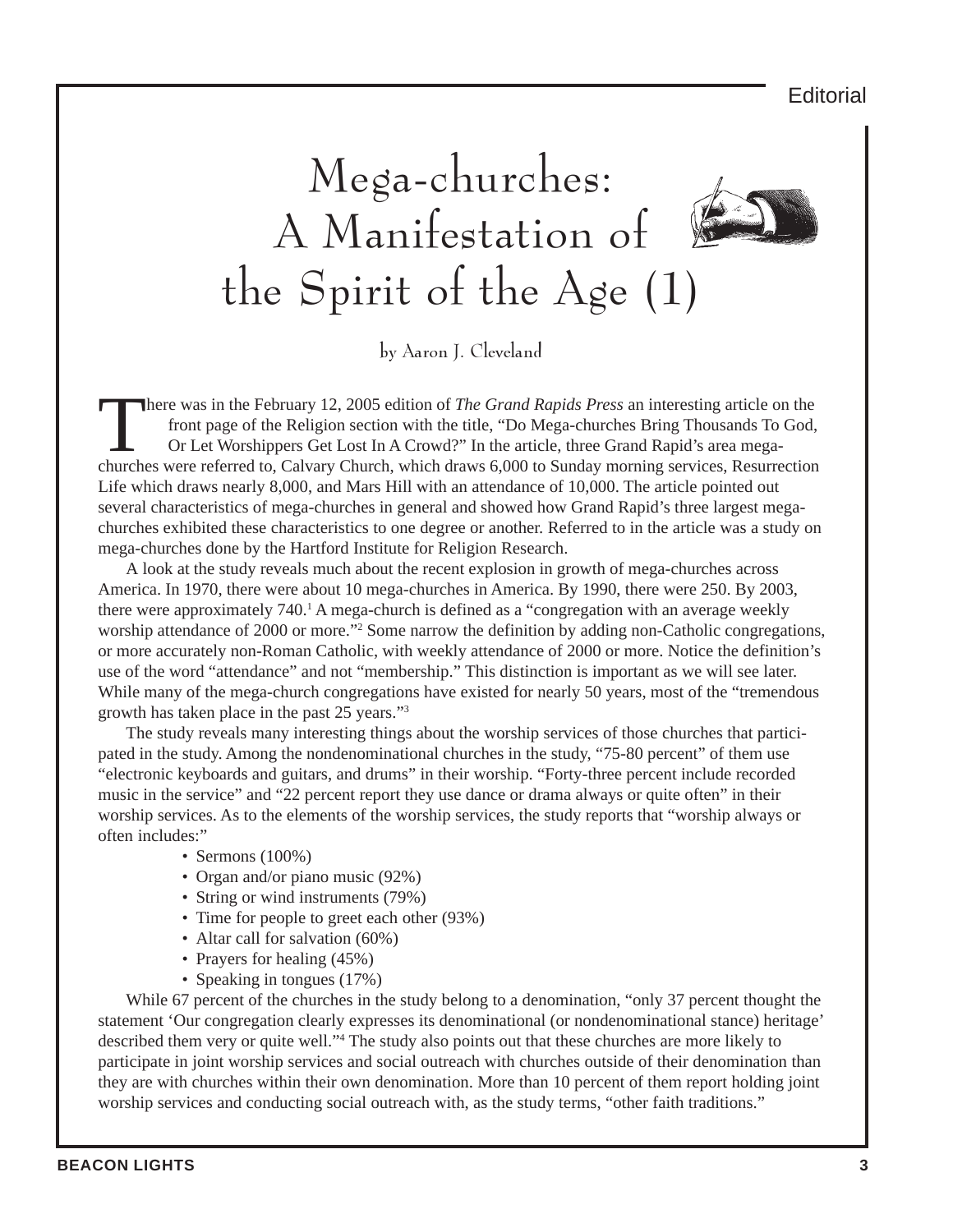# Mega-churches: A Manifestation of the Spirit of the Age (1)

by Aaron J. Cleveland

There was in the February 12, 2005 edition of *The Grand Rapids Press* an interesting article on the front page of the Religion section with the title, "Do Mega-churches Bring Thousands To God, Or Let Worshippers Get Lost In A Crowd?" In the article, three Grand Rapid's area mega-churches were referred to, Calvary Church, which draws 6,000 to Sunday morning services, Resurrection Life which draws nearly 8,000, and Mars Hill with an attendance of 10,000. The article pointed out several characteristics of mega-churches in general and showed how Grand Rapid's three largest mega-churches exhibited these characteristics to one degree or another. Referred to in the article was a study on mega-churches done by the Hartford Institute for Religion Research.

A look at the study reveals much about the recent explosion in growth of mega-churches across America. In 1970, there were about 10 mega-churches in America. By 1990, there were 250. By 2003, there were approximately 740.[1] A mega-church is defined as a "congregation with an average weekly worship attendance of 2000 or more."[2] Some narrow the definition by adding non-Catholic congregations, or more accurately non-Roman Catholic, with weekly attendance of 2000 or more. Notice the definition's use of the word "attendance" and not "membership." This distinction is important as we will see later. While many of the mega-church congregations have existed for nearly 50 years, most of the "tremendous growth has taken place in the past 25 years."[3]

The study reveals many interesting things about the worship services of those churches that participated in the study. Among the nondenominational churches in the study, "75-80 percent" of them use "electronic keyboards and guitars, and drums" in their worship. "Forty-three percent include recorded music in the service" and "22 percent report they use dance or drama always or quite often" in their worship services. As to the elements of the worship services, the study reports that "worship always or often includes:"

- Sermons (100%)
- Organ and/or piano music (92%)
- String or wind instruments (79%)
- Time for people to greet each other (93%)
- Altar call for salvation (60%)
- Prayers for healing (45%)
- Speaking in tongues (17%)

While 67 percent of the churches in the study belong to a denomination, "only 37 percent thought the statement 'Our congregation clearly expresses its denominational (or nondenominational stance) heritage' described them very or quite well."[4] The study also points out that these churches are more likely to participate in joint worship services and social outreach with churches outside of their denomination than they are with churches within their own denomination. More than 10 percent of them report holding joint worship services and conducting social outreach with, as the study terms, "other faith traditions."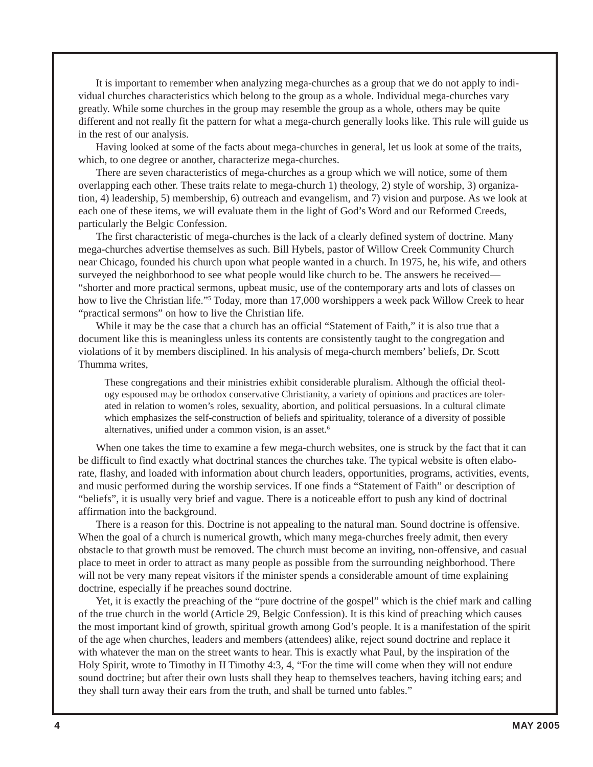It is important to remember when analyzing mega-churches as a group that we do not apply to individual churches characteristics which belong to the group as a whole. Individual mega-churches vary greatly. While some churches in the group may resemble the group as a whole, others may be quite different and not really fit the pattern for what a mega-church generally looks like. This rule will guide us in the rest of our analysis.

Having looked at some of the facts about mega-churches in general, let us look at some of the traits, which, to one degree or another, characterize mega-churches.

There are seven characteristics of mega-churches as a group which we will notice, some of them overlapping each other. These traits relate to mega-church 1) theology, 2) style of worship, 3) organization, 4) leadership, 5) membership, 6) outreach and evangelism, and 7) vision and purpose. As we look at each one of these items, we will evaluate them in the light of God's Word and our Reformed Creeds, particularly the Belgic Confession.

The first characteristic of mega-churches is the lack of a clearly defined system of doctrine. Many mega-churches advertise themselves as such. Bill Hybels, pastor of Willow Creek Community Church near Chicago, founded his church upon what people wanted in a church. In 1975, he, his wife, and others surveyed the neighborhood to see what people would like church to be. The answers he received—"shorter and more practical sermons, upbeat music, use of the contemporary arts and lots of classes on how to live the Christian life."[5] Today, more than 17,000 worshippers a week pack Willow Creek to hear "practical sermons" on how to live the Christian life.

While it may be the case that a church has an official "Statement of Faith," it is also true that a document like this is meaningless unless its contents are consistently taught to the congregation and violations of it by members disciplined. In his analysis of mega-church members' beliefs, Dr. Scott Thumma writes,

> These congregations and their ministries exhibit considerable pluralism. Although the official theology espoused may be orthodox conservative Christianity, a variety of opinions and practices are tolerated in relation to women's roles, sexuality, abortion, and political persuasions. In a cultural climate which emphasizes the self-construction of beliefs and spirituality, tolerance of a diversity of possible alternatives, unified under a common vision, is an asset.[6]

When one takes the time to examine a few mega-church websites, one is struck by the fact that it can be difficult to find exactly what doctrinal stances the churches take. The typical website is often elaborate, flashy, and loaded with information about church leaders, opportunities, programs, activities, events, and music performed during the worship services. If one finds a "Statement of Faith" or description of "beliefs", it is usually very brief and vague. There is a noticeable effort to push any kind of doctrinal affirmation into the background.

There is a reason for this. Doctrine is not appealing to the natural man. Sound doctrine is offensive. When the goal of a church is numerical growth, which many mega-churches freely admit, then every obstacle to that growth must be removed. The church must become an inviting, non-offensive, and casual place to meet in order to attract as many people as possible from the surrounding neighborhood. There will not be very many repeat visitors if the minister spends a considerable amount of time explaining doctrine, especially if he preaches sound doctrine.

Yet, it is exactly the preaching of the "pure doctrine of the gospel" which is the chief mark and calling of the true church in the world (Article 29, Belgic Confession). It is this kind of preaching which causes the most important kind of growth, spiritual growth among God's people. It is a manifestation of the spirit of the age when churches, leaders and members (attendees) alike, reject sound doctrine and replace it with whatever the man on the street wants to hear. This is exactly what Paul, by the inspiration of the Holy Spirit, wrote to Timothy in II Timothy 4:3, 4, "For the time will come when they will not endure sound doctrine; but after their own lusts shall they heap to themselves teachers, having itching ears; and they shall turn away their ears from the truth, and shall be turned unto fables."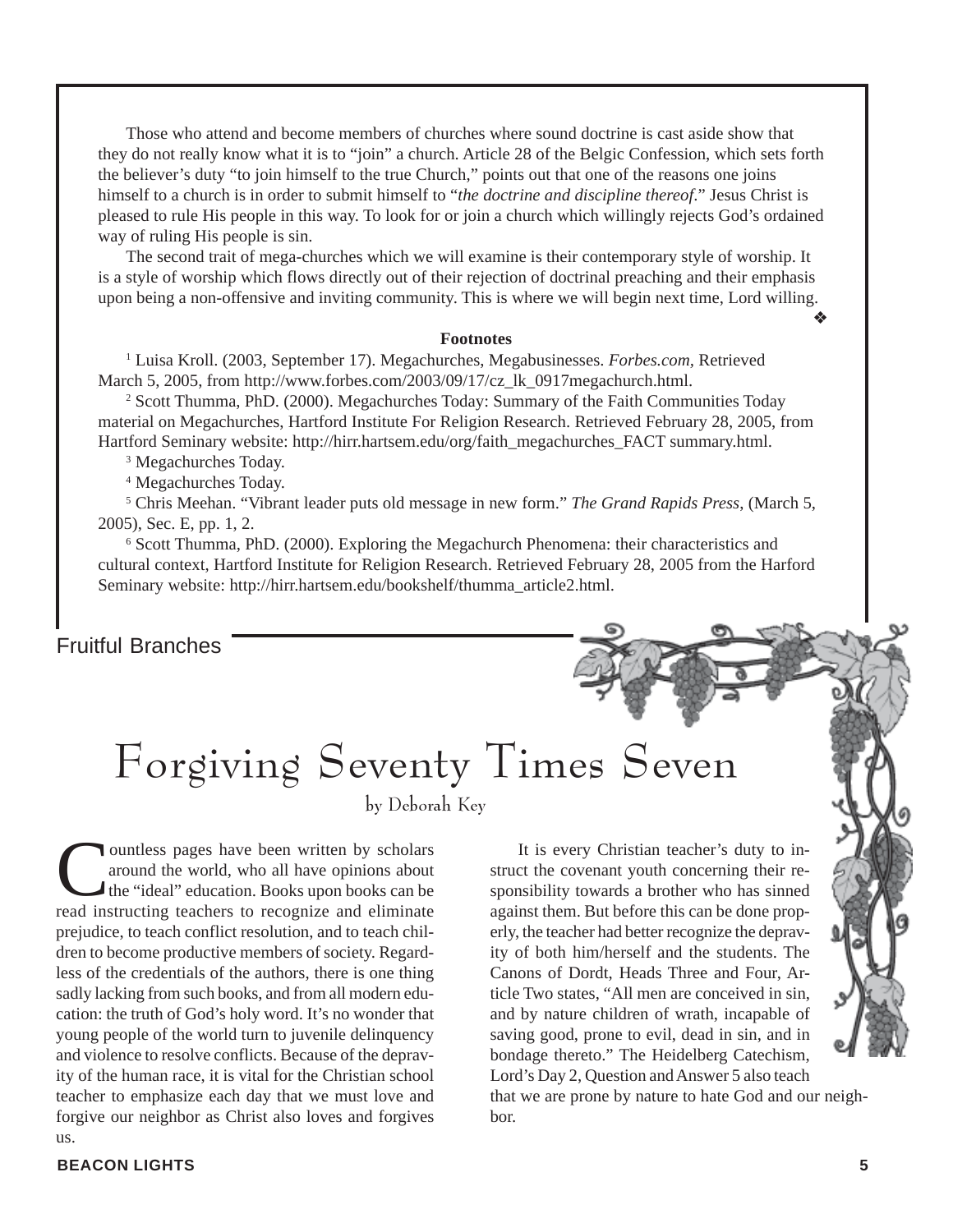Those who attend and become members of churches where sound doctrine is cast aside show that they do not really know what it is to "join" a church. Article 28 of the Belgic Confession, which sets forth the believer's duty "to join himself to the true Church," points out that one of the reasons one joins himself to a church is in order to submit himself to "*the doctrine and discipline thereof*." Jesus Christ is pleased to rule His people in this way. To look for or join a church which willingly rejects God's ordained way of ruling His people is sin.

The second trait of mega-churches which we will examine is their contemporary style of worship. It is a style of worship which flows directly out of their rejection of doctrinal preaching and their emphasis upon being a non-offensive and inviting community. This is where we will begin next time, Lord willing. ❖

**Footnotes**

[1] Luisa Kroll. (2003, September 17). Megachurches, Megabusinesses. *Forbes.com*, Retrieved March 5, 2005, from http://www.forbes.com/2003/09/17/cz_lk_0917megachurch.html.

[2] Scott Thumma, PhD. (2000). Megachurches Today: Summary of the Faith Communities Today material on Megachurches, Hartford Institute For Religion Research. Retrieved February 28, 2005, from Hartford Seminary website: http://hirr.hartsem.edu/org/faith_megachurches_FACT summary.html.

[3] Megachurches Today.

[4] Megachurches Today.

[5] Chris Meehan. "Vibrant leader puts old message in new form." *The Grand Rapids Press*, (March 5, 2005), Sec. E, pp. 1, 2.

[6] Scott Thumma, PhD. (2000). Exploring the Megachurch Phenomena: their characteristics and cultural context, Hartford Institute for Religion Research. Retrieved February 28, 2005 from the Harford Seminary website: http://hirr.hartsem.edu/bookshelf/thumma_article2.html.

Fruitful Branches

# Forgiving Seventy Times Seven

by Deborah Key

Countless pages have been written by scholars around the world, who all have opinions about the "ideal" education. Books upon books can be read instructing teachers to recognize and eliminate prejudice, to teach conflict resolution, and to teach children to become productive members of society. Regardless of the credentials of the authors, there is one thing sadly lacking from such books, and from all modern education: the truth of God's holy word. It's no wonder that young people of the world turn to juvenile delinquency and violence to resolve conflicts. Because of the depravity of the human race, it is vital for the Christian school teacher to emphasize each day that we must love and forgive our neighbor as Christ also loves and forgives us.

It is every Christian teacher's duty to instruct the covenant youth concerning their responsibility towards a brother who has sinned against them. But before this can be done properly, the teacher had better recognize the depravity of both him/herself and the students. The Canons of Dordt, Heads Three and Four, Article Two states, "All men are conceived in sin, and by nature children of wrath, incapable of saving good, prone to evil, dead in sin, and in bondage thereto." The Heidelberg Catechism, Lord's Day 2, Question and Answer 5 also teach that we are prone by nature to hate God and our neighbor.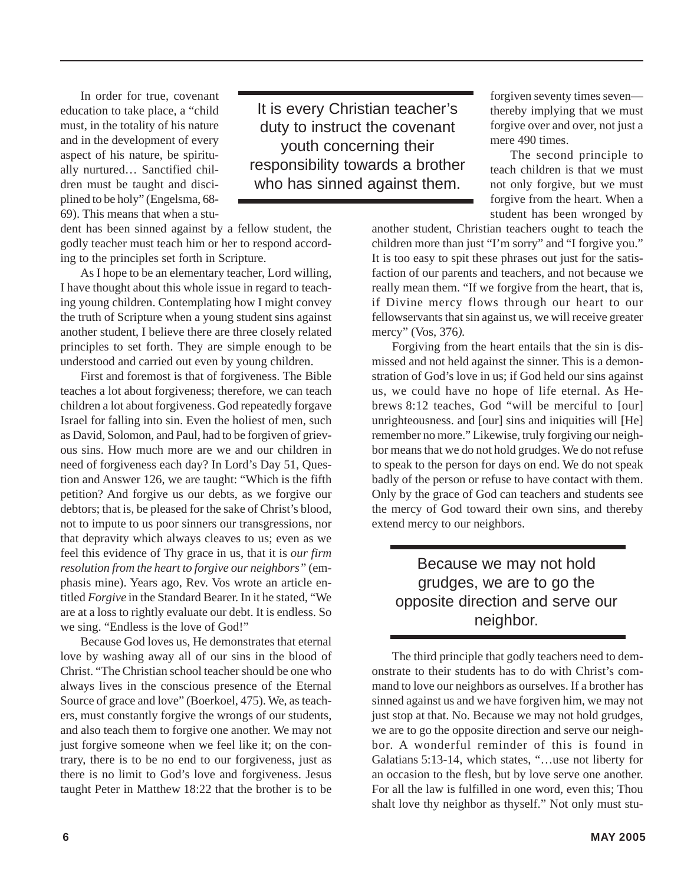In order for true, covenant education to take place, a "child must, in the totality of his nature and in the development of every aspect of his nature, be spiritually nurtured… Sanctified children must be taught and disciplined to be holy" (Engelsma, 68-69). This means that when a student has been sinned against by a fellow student, the godly teacher must teach him or her to respond according to the principles set forth in Scripture.

> It is every Christian teacher's duty to instruct the covenant youth concerning their responsibility towards a brother who has sinned against them.

As I hope to be an elementary teacher, Lord willing, I have thought about this whole issue in regard to teaching young children. Contemplating how I might convey the truth of Scripture when a young student sins against another student, I believe there are three closely related principles to set forth. They are simple enough to be understood and carried out even by young children.

First and foremost is that of forgiveness. The Bible teaches a lot about forgiveness; therefore, we can teach children a lot about forgiveness. God repeatedly forgave Israel for falling into sin. Even the holiest of men, such as David, Solomon, and Paul, had to be forgiven of grievous sins. How much more are we and our children in need of forgiveness each day? In Lord's Day 51, Question and Answer 126, we are taught: "Which is the fifth petition? And forgive us our debts, as we forgive our debtors; that is, be pleased for the sake of Christ's blood, not to impute to us poor sinners our transgressions, nor that depravity which always cleaves to us; even as we feel this evidence of Thy grace in us, that it is *our firm resolution from the heart to forgive our neighbors"* (emphasis mine). Years ago, Rev. Vos wrote an article entitled *Forgive* in the Standard Bearer. In it he stated, "We are at a loss to rightly evaluate our debt. It is endless. So we sing. "Endless is the love of God!"

Because God loves us, He demonstrates that eternal love by washing away all of our sins in the blood of Christ. "The Christian school teacher should be one who always lives in the conscious presence of the Eternal Source of grace and love" (Boerkoel, 475). We, as teachers, must constantly forgive the wrongs of our students, and also teach them to forgive one another. We may not just forgive someone when we feel like it; on the contrary, there is to be no end to our forgiveness, just as there is no limit to God's love and forgiveness. Jesus taught Peter in Matthew 18:22 that the brother is to be forgiven seventy times seven—thereby implying that we must forgive over and over, not just a mere 490 times.

The second principle to teach children is that we must not only forgive, but we must forgive from the heart. When a student has been wronged by another student, Christian teachers ought to teach the children more than just "I'm sorry" and "I forgive you." It is too easy to spit these phrases out just for the satisfaction of our parents and teachers, and not because we really mean them. "If we forgive from the heart, that is, if Divine mercy flows through our heart to our fellowservants that sin against us, we will receive greater mercy" (Vos, 376*).*

Forgiving from the heart entails that the sin is dismissed and not held against the sinner. This is a demonstration of God's love in us; if God held our sins against us, we could have no hope of life eternal. As Hebrews 8:12 teaches, God "will be merciful to [our] unrighteousness. and [our] sins and iniquities will [He] remember no more." Likewise, truly forgiving our neighbor means that we do not hold grudges. We do not refuse to speak to the person for days on end. We do not speak badly of the person or refuse to have contact with them. Only by the grace of God can teachers and students see the mercy of God toward their own sins, and thereby extend mercy to our neighbors.

> Because we may not hold grudges, we are to go the opposite direction and serve our neighbor.

The third principle that godly teachers need to demonstrate to their students has to do with Christ's command to love our neighbors as ourselves. If a brother has sinned against us and we have forgiven him, we may not just stop at that. No. Because we may not hold grudges, we are to go the opposite direction and serve our neighbor. A wonderful reminder of this is found in Galatians 5:13-14, which states, "…use not liberty for an occasion to the flesh, but by love serve one another. For all the law is fulfilled in one word, even this; Thou shalt love thy neighbor as thyself." Not only must stu-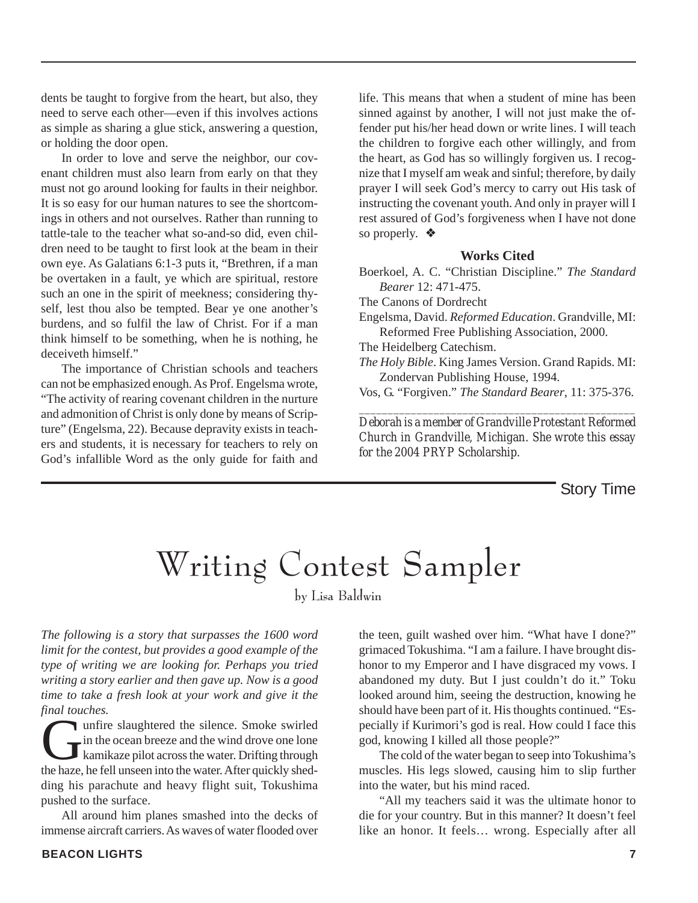dents be taught to forgive from the heart, but also, they need to serve each other—even if this involves actions as simple as sharing a glue stick, answering a question, or holding the door open.

In order to love and serve the neighbor, our covenant children must also learn from early on that they must not go around looking for faults in their neighbor. It is so easy for our human natures to see the shortcomings in others and not ourselves. Rather than running to tattle-tale to the teacher what so-and-so did, even children need to be taught to first look at the beam in their own eye. As Galatians 6:1-3 puts it, "Brethren, if a man be overtaken in a fault, ye which are spiritual, restore such an one in the spirit of meekness; considering thyself, lest thou also be tempted. Bear ye one another's burdens, and so fulfil the law of Christ. For if a man think himself to be something, when he is nothing, he deceiveth himself."

The importance of Christian schools and teachers can not be emphasized enough. As Prof. Engelsma wrote, "The activity of rearing covenant children in the nurture and admonition of Christ is only done by means of Scripture" (Engelsma, 22). Because depravity exists in teachers and students, it is necessary for teachers to rely on God's infallible Word as the only guide for faith and life. This means that when a student of mine has been sinned against by another, I will not just make the offender put his/her head down or write lines. I will teach the children to forgive each other willingly, and from the heart, as God has so willingly forgiven us. I recognize that I myself am weak and sinful; therefore, by daily prayer I will seek God's mercy to carry out His task of instructing the covenant youth. And only in prayer will I rest assured of God's forgiveness when I have not done so properly. ❖

**Works Cited**

Boerkoel, A. C. "Christian Discipline." *The Standard Bearer* 12: 471-475.

The Canons of Dordrecht

Engelsma, David. *Reformed Education*. Grandville, MI: Reformed Free Publishing Association, 2000.

The Heidelberg Catechism.

*The Holy Bible*. King James Version. Grand Rapids. MI: Zondervan Publishing House, 1994.

Vos, G. "Forgiven." *The Standard Bearer*, 11: 375-376.

---

*Deborah is a member of Grandville Protestant Reformed Church in Grandville, Michigan. She wrote this essay for the 2004 PRYP Scholarship.*

Story Time

# Writing Contest Sampler

by Lisa Baldwin

*The following is a story that surpasses the 1600 word limit for the contest, but provides a good example of the type of writing we are looking for. Perhaps you tried writing a story earlier and then gave up. Now is a good time to take a fresh look at your work and give it the final touches.*

Gunfire slaughtered the silence. Smoke swirled in the ocean breeze and the wind drove one lone kamikaze pilot across the water. Drifting through the haze, he fell unseen into the water. After quickly shedding his parachute and heavy flight suit, Tokushima pushed to the surface.

All around him planes smashed into the decks of immense aircraft carriers. As waves of water flooded over the teen, guilt washed over him. "What have I done?" grimaced Tokushima. "I am a failure. I have brought dishonor to my Emperor and I have disgraced my vows. I abandoned my duty. But I just couldn't do it." Toku looked around him, seeing the destruction, knowing he should have been part of it. His thoughts continued. "Especially if Kurimori's god is real. How could I face this god, knowing I killed all those people?"

The cold of the water began to seep into Tokushima's muscles. His legs slowed, causing him to slip further into the water, but his mind raced.

"All my teachers said it was the ultimate honor to die for your country. But in this manner? It doesn't feel like an honor. It feels… wrong. Especially after all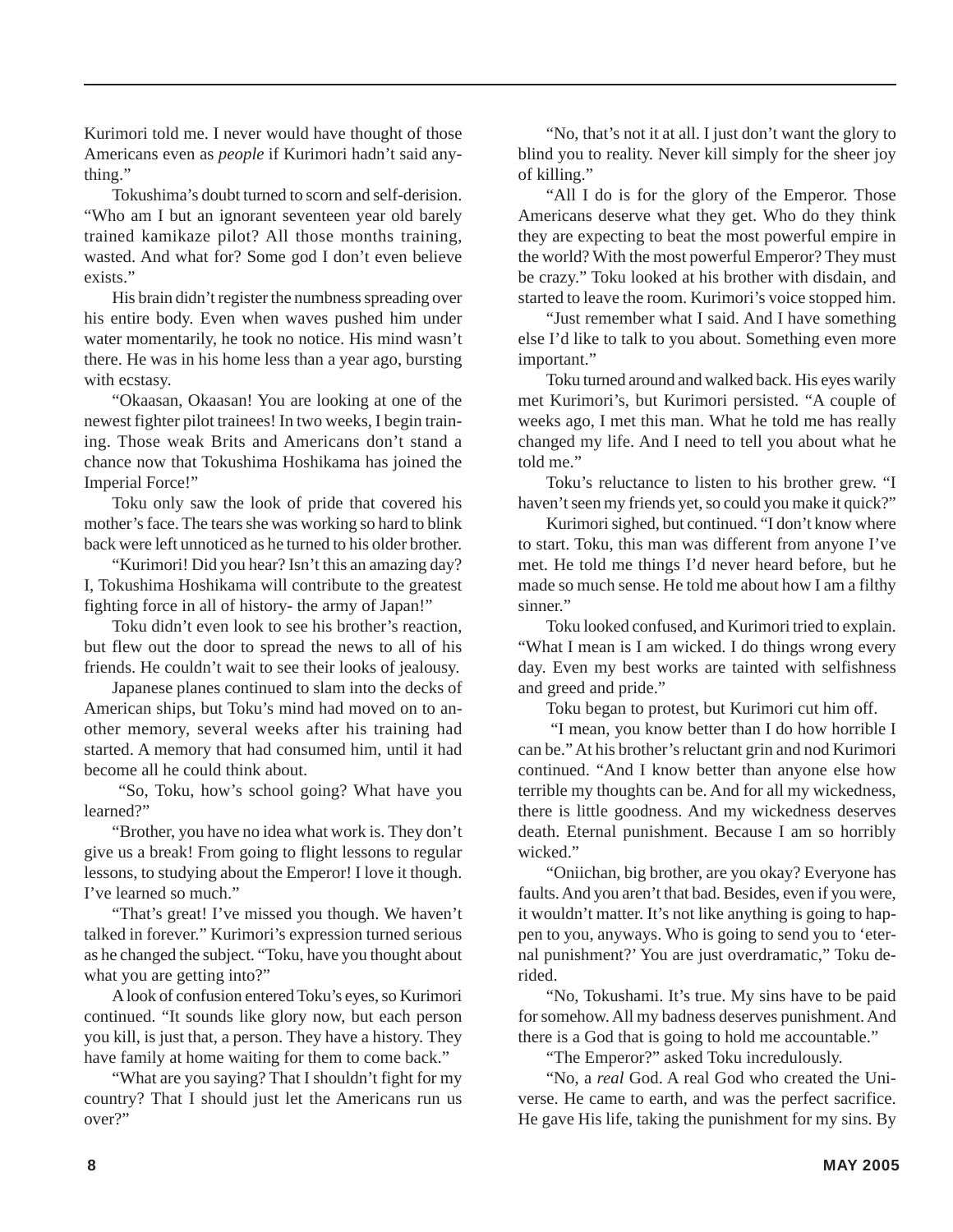Kurimori told me. I never would have thought of those Americans even as *people* if Kurimori hadn't said anything."

Tokushima's doubt turned to scorn and self-derision. "Who am I but an ignorant seventeen year old barely trained kamikaze pilot? All those months training, wasted. And what for? Some god I don't even believe exists."

His brain didn't register the numbness spreading over his entire body. Even when waves pushed him under water momentarily, he took no notice. His mind wasn't there. He was in his home less than a year ago, bursting with ecstasy.

"Okaasan, Okaasan! You are looking at one of the newest fighter pilot trainees! In two weeks, I begin training. Those weak Brits and Americans don't stand a chance now that Tokushima Hoshikama has joined the Imperial Force!"

Toku only saw the look of pride that covered his mother's face. The tears she was working so hard to blink back were left unnoticed as he turned to his older brother.

"Kurimori! Did you hear? Isn't this an amazing day? I, Tokushima Hoshikama will contribute to the greatest fighting force in all of history- the army of Japan!"

Toku didn't even look to see his brother's reaction, but flew out the door to spread the news to all of his friends. He couldn't wait to see their looks of jealousy.

Japanese planes continued to slam into the decks of American ships, but Toku's mind had moved on to another memory, several weeks after his training had started. A memory that had consumed him, until it had become all he could think about.

"So, Toku, how's school going? What have you learned?"

"Brother, you have no idea what work is. They don't give us a break! From going to flight lessons to regular lessons, to studying about the Emperor! I love it though. I've learned so much."

"That's great! I've missed you though. We haven't talked in forever." Kurimori's expression turned serious as he changed the subject. "Toku, have you thought about what you are getting into?"

A look of confusion entered Toku's eyes, so Kurimori continued. "It sounds like glory now, but each person you kill, is just that, a person. They have a history. They have family at home waiting for them to come back."

"What are you saying? That I shouldn't fight for my country? That I should just let the Americans run us over?"

"No, that's not it at all. I just don't want the glory to blind you to reality. Never kill simply for the sheer joy of killing."

"All I do is for the glory of the Emperor. Those Americans deserve what they get. Who do they think they are expecting to beat the most powerful empire in the world? With the most powerful Emperor? They must be crazy." Toku looked at his brother with disdain, and started to leave the room. Kurimori's voice stopped him.

"Just remember what I said. And I have something else I'd like to talk to you about. Something even more important."

Toku turned around and walked back. His eyes warily met Kurimori's, but Kurimori persisted. "A couple of weeks ago, I met this man. What he told me has really changed my life. And I need to tell you about what he told me."

Toku's reluctance to listen to his brother grew. "I haven't seen my friends yet, so could you make it quick?"

Kurimori sighed, but continued. "I don't know where to start. Toku, this man was different from anyone I've met. He told me things I'd never heard before, but he made so much sense. He told me about how I am a filthy sinner."

Toku looked confused, and Kurimori tried to explain. "What I mean is I am wicked. I do things wrong every day. Even my best works are tainted with selfishness and greed and pride."

Toku began to protest, but Kurimori cut him off.

"I mean, you know better than I do how horrible I can be." At his brother's reluctant grin and nod Kurimori continued. "And I know better than anyone else how terrible my thoughts can be. And for all my wickedness, there is little goodness. And my wickedness deserves death. Eternal punishment. Because I am so horribly wicked."

"Oniichan, big brother, are you okay? Everyone has faults. And you aren't that bad. Besides, even if you were, it wouldn't matter. It's not like anything is going to happen to you, anyways. Who is going to send you to 'eternal punishment?' You are just overdramatic," Toku derided.

"No, Tokushami. It's true. My sins have to be paid for somehow. All my badness deserves punishment. And there is a God that is going to hold me accountable."

"The Emperor?" asked Toku incredulously.

"No, a *real* God. A real God who created the Universe. He came to earth, and was the perfect sacrifice. He gave His life, taking the punishment for my sins. By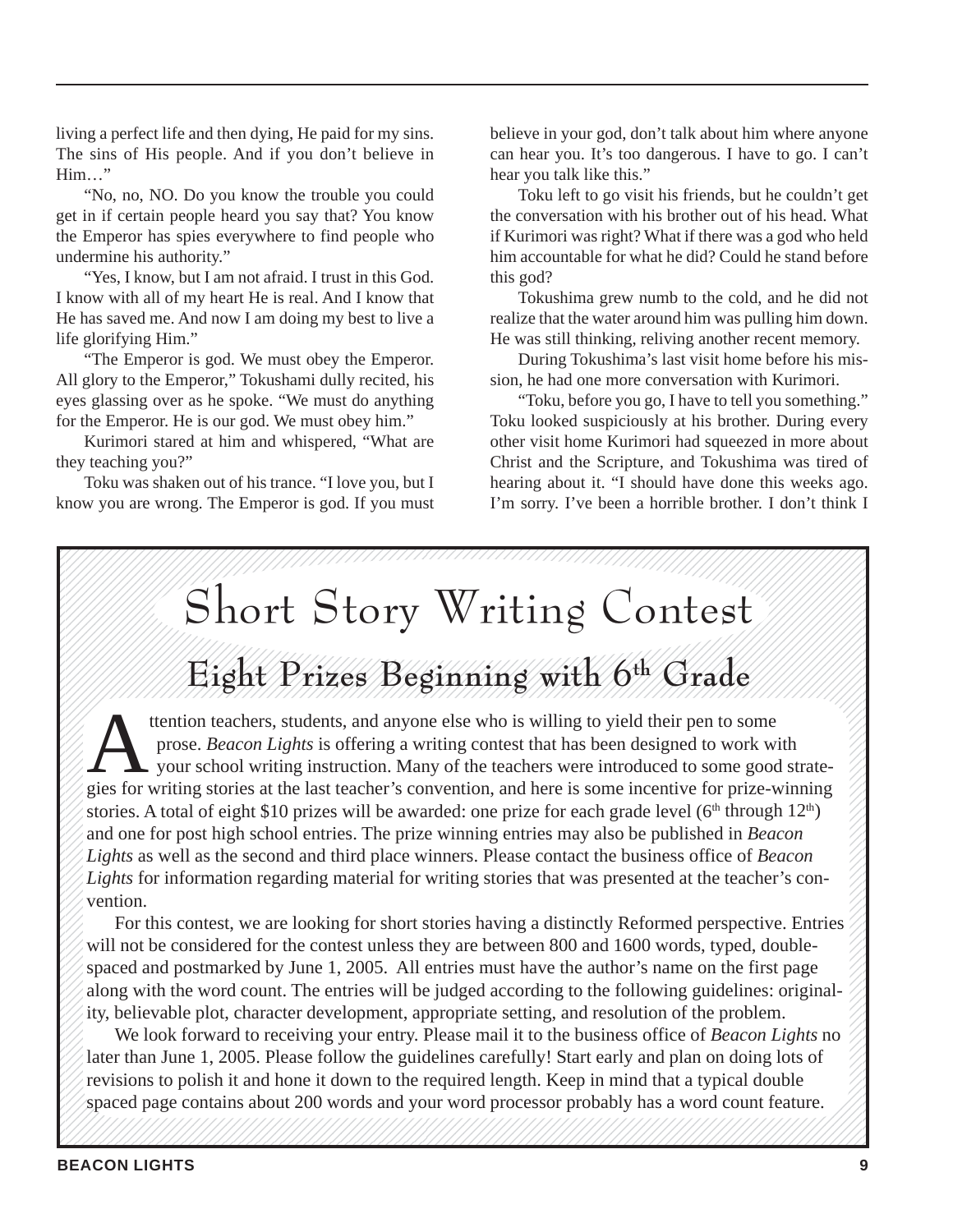living a perfect life and then dying, He paid for my sins. The sins of His people. And if you don't believe in Him…"

"No, no, NO. Do you know the trouble you could get in if certain people heard you say that? You know the Emperor has spies everywhere to find people who undermine his authority."

"Yes, I know, but I am not afraid. I trust in this God. I know with all of my heart He is real. And I know that He has saved me. And now I am doing my best to live a life glorifying Him."

"The Emperor is god. We must obey the Emperor. All glory to the Emperor," Tokushami dully recited, his eyes glassing over as he spoke. "We must do anything for the Emperor. He is our god. We must obey him."

Kurimori stared at him and whispered, "What are they teaching you?"

Toku was shaken out of his trance. "I love you, but I know you are wrong. The Emperor is god. If you must believe in your god, don't talk about him where anyone can hear you. It's too dangerous. I have to go. I can't hear you talk like this."

Toku left to go visit his friends, but he couldn't get the conversation with his brother out of his head. What if Kurimori was right? What if there was a god who held him accountable for what he did? Could he stand before this god?

Tokushima grew numb to the cold, and he did not realize that the water around him was pulling him down. He was still thinking, reliving another recent memory.

During Tokushima's last visit home before his mission, he had one more conversation with Kurimori.

"Toku, before you go, I have to tell you something." Toku looked suspiciously at his brother. During every other visit home Kurimori had squeezed in more about Christ and the Scripture, and Tokushima was tired of hearing about it. "I should have done this weeks ago. I'm sorry. I've been a horrible brother. I don't think I

# Short Story Writing Contest

## Eight Prizes Beginning with 6th Grade

Attention teachers, students, and anyone else who is willing to yield their pen to some prose. *Beacon Lights* is offering a writing contest that has been designed to work with your school writing instruction. Many of the teachers were introduced to some good strategies for writing stories at the last teacher's convention, and here is some incentive for prize-winning stories. A total of eight $10 prizes will be awarded: one prize for each grade level (6th through 12th) and one for post high school entries. The prize winning entries may also be published in *Beacon Lights* as well as the second and third place winners. Please contact the business office of *Beacon Lights* for information regarding material for writing stories that was presented at the teacher's convention.

For this contest, we are looking for short stories having a distinctly Reformed perspective. Entries will not be considered for the contest unless they are between 800 and 1600 words, typed, double-spaced and postmarked by June 1, 2005. All entries must have the author's name on the first page along with the word count. The entries will be judged according to the following guidelines: originality, believable plot, character development, appropriate setting, and resolution of the problem.

We look forward to receiving your entry. Please mail it to the business office of *Beacon Lights* no later than June 1, 2005. Please follow the guidelines carefully! Start early and plan on doing lots of revisions to polish it and hone it down to the required length. Keep in mind that a typical double spaced page contains about 200 words and your word processor probably has a word count feature.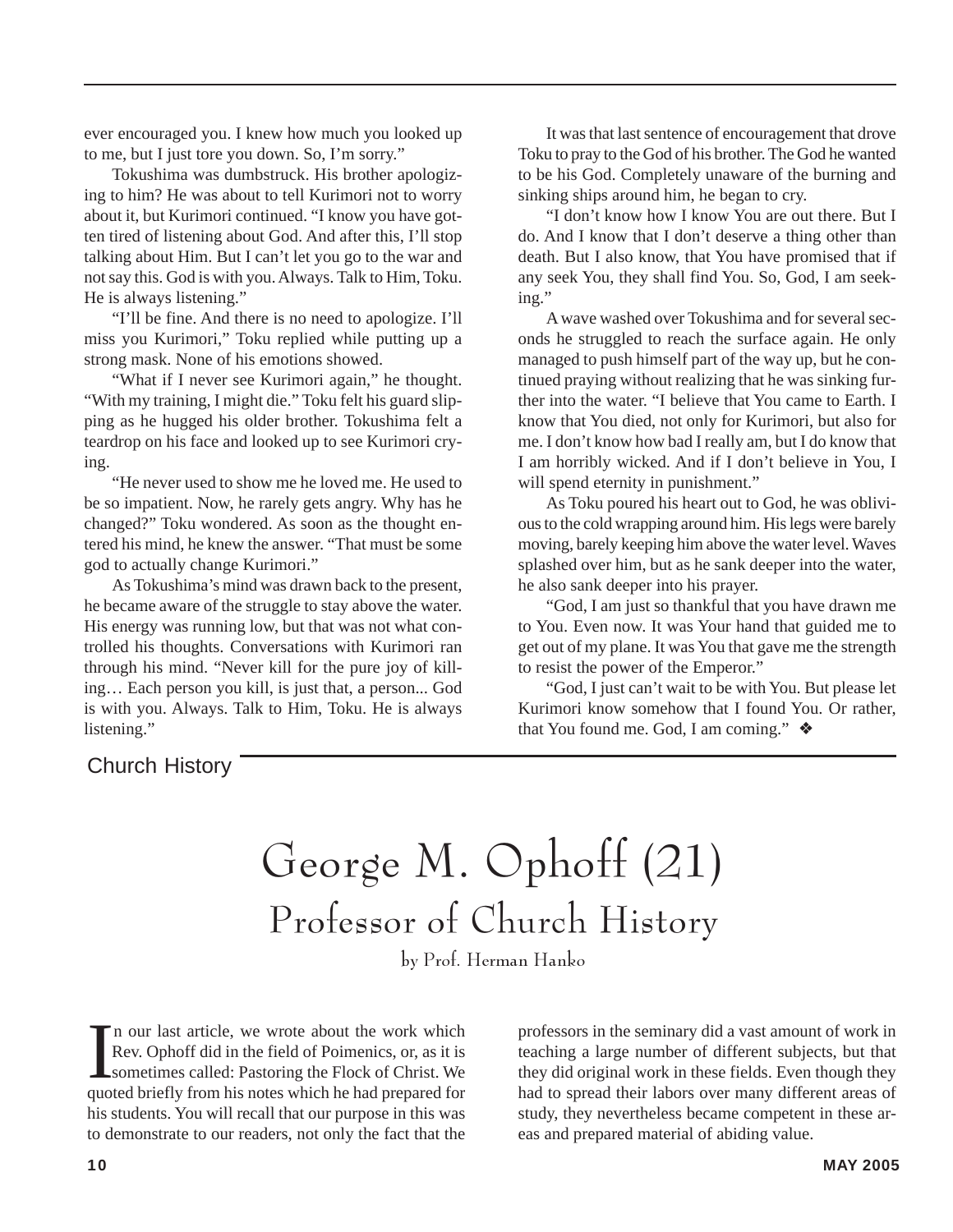ever encouraged you. I knew how much you looked up to me, but I just tore you down. So, I'm sorry."

Tokushima was dumbstruck. His brother apologizing to him? He was about to tell Kurimori not to worry about it, but Kurimori continued. "I know you have gotten tired of listening about God. And after this, I'll stop talking about Him. But I can't let you go to the war and not say this. God is with you. Always. Talk to Him, Toku. He is always listening."

"I'll be fine. And there is no need to apologize. I'll miss you Kurimori," Toku replied while putting up a strong mask. None of his emotions showed.

"What if I never see Kurimori again," he thought. "With my training, I might die." Toku felt his guard slipping as he hugged his older brother. Tokushima felt a teardrop on his face and looked up to see Kurimori crying.

"He never used to show me he loved me. He used to be so impatient. Now, he rarely gets angry. Why has he changed?" Toku wondered. As soon as the thought entered his mind, he knew the answer. "That must be some god to actually change Kurimori."

As Tokushima's mind was drawn back to the present, he became aware of the struggle to stay above the water. His energy was running low, but that was not what controlled his thoughts. Conversations with Kurimori ran through his mind. "Never kill for the pure joy of killing… Each person you kill, is just that, a person... God is with you. Always. Talk to Him, Toku. He is always listening."

It was that last sentence of encouragement that drove Toku to pray to the God of his brother. The God he wanted to be his God. Completely unaware of the burning and sinking ships around him, he began to cry.

"I don't know how I know You are out there. But I do. And I know that I don't deserve a thing other than death. But I also know, that You have promised that if any seek You, they shall find You. So, God, I am seeking."

A wave washed over Tokushima and for several seconds he struggled to reach the surface again. He only managed to push himself part of the way up, but he continued praying without realizing that he was sinking further into the water. "I believe that You came to Earth. I know that You died, not only for Kurimori, but also for me. I don't know how bad I really am, but I do know that I am horribly wicked. And if I don't believe in You, I will spend eternity in punishment."

As Toku poured his heart out to God, he was oblivious to the cold wrapping around him. His legs were barely moving, barely keeping him above the water level. Waves splashed over him, but as he sank deeper into the water, he also sank deeper into his prayer.

"God, I am just so thankful that you have drawn me to You. Even now. It was Your hand that guided me to get out of my plane. It was You that gave me the strength to resist the power of the Emperor."

"God, I just can't wait to be with You. But please let Kurimori know somehow that I found You. Or rather, that You found me. God, I am coming." ❖

Church History

# George M. Ophoff (21)

## Professor of Church History

by Prof. Herman Hanko

In our last article, we wrote about the work which Rev. Ophoff did in the field of Poimenics, or, as it is sometimes called: Pastoring the Flock of Christ. We quoted briefly from his notes which he had prepared for his students. You will recall that our purpose in this was to demonstrate to our readers, not only the fact that the professors in the seminary did a vast amount of work in teaching a large number of different subjects, but that they did original work in these fields. Even though they had to spread their labors over many different areas of study, they nevertheless became competent in these areas and prepared material of abiding value.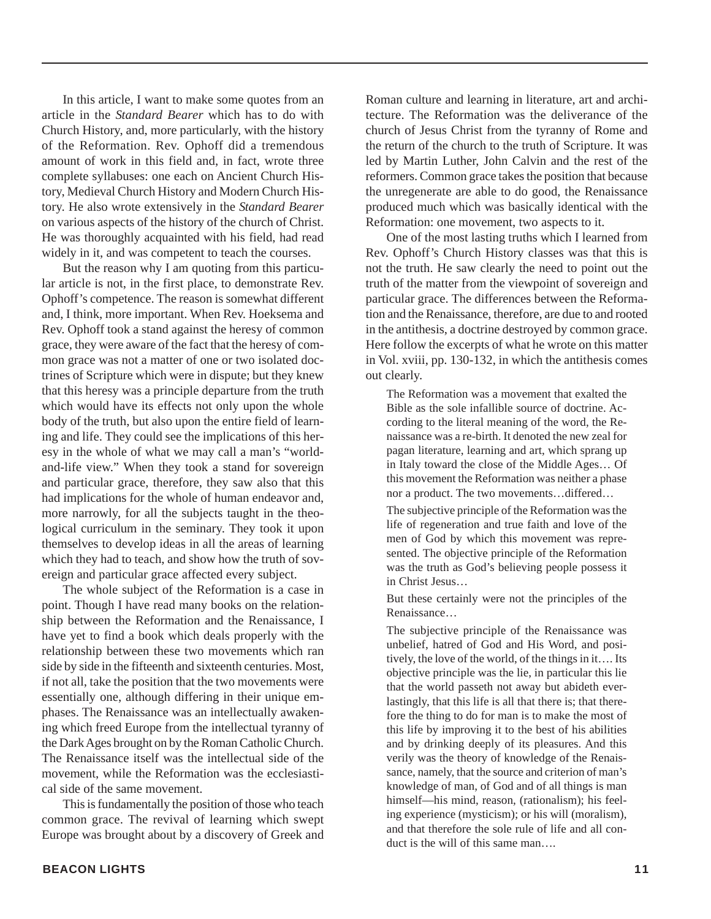In this article, I want to make some quotes from an article in the *Standard Bearer* which has to do with Church History, and, more particularly, with the history of the Reformation. Rev. Ophoff did a tremendous amount of work in this field and, in fact, wrote three complete syllabuses: one each on Ancient Church History, Medieval Church History and Modern Church History. He also wrote extensively in the *Standard Bearer* on various aspects of the history of the church of Christ. He was thoroughly acquainted with his field, had read widely in it, and was competent to teach the courses.

But the reason why I am quoting from this particular article is not, in the first place, to demonstrate Rev. Ophoff's competence. The reason is somewhat different and, I think, more important. When Rev. Hoeksema and Rev. Ophoff took a stand against the heresy of common grace, they were aware of the fact that the heresy of common grace was not a matter of one or two isolated doctrines of Scripture which were in dispute; but they knew that this heresy was a principle departure from the truth which would have its effects not only upon the whole body of the truth, but also upon the entire field of learning and life. They could see the implications of this heresy in the whole of what we may call a man's "world-and-life view." When they took a stand for sovereign and particular grace, therefore, they saw also that this had implications for the whole of human endeavor and, more narrowly, for all the subjects taught in the theological curriculum in the seminary. They took it upon themselves to develop ideas in all the areas of learning which they had to teach, and show how the truth of sovereign and particular grace affected every subject.

The whole subject of the Reformation is a case in point. Though I have read many books on the relationship between the Reformation and the Renaissance, I have yet to find a book which deals properly with the relationship between these two movements which ran side by side in the fifteenth and sixteenth centuries. Most, if not all, take the position that the two movements were essentially one, although differing in their unique emphases. The Renaissance was an intellectually awakening which freed Europe from the intellectual tyranny of the Dark Ages brought on by the Roman Catholic Church. The Renaissance itself was the intellectual side of the movement, while the Reformation was the ecclesiastical side of the same movement.

This is fundamentally the position of those who teach common grace. The revival of learning which swept Europe was brought about by a discovery of Greek and Roman culture and learning in literature, art and architecture. The Reformation was the deliverance of the church of Jesus Christ from the tyranny of Rome and the return of the church to the truth of Scripture. It was led by Martin Luther, John Calvin and the rest of the reformers. Common grace takes the position that because the unregenerate are able to do good, the Renaissance produced much which was basically identical with the Reformation: one movement, two aspects to it.

One of the most lasting truths which I learned from Rev. Ophoff's Church History classes was that this is not the truth. He saw clearly the need to point out the truth of the matter from the viewpoint of sovereign and particular grace. The differences between the Reformation and the Renaissance, therefore, are due to and rooted in the antithesis, a doctrine destroyed by common grace. Here follow the excerpts of what he wrote on this matter in Vol. xviii, pp. 130-132, in which the antithesis comes out clearly.

> The Reformation was a movement that exalted the Bible as the sole infallible source of doctrine. According to the literal meaning of the word, the Renaissance was a re-birth. It denoted the new zeal for pagan literature, learning and art, which sprang up in Italy toward the close of the Middle Ages… Of this movement the Reformation was neither a phase nor a product. The two movements…differed…
>
> The subjective principle of the Reformation was the life of regeneration and true faith and love of the men of God by which this movement was represented. The objective principle of the Reformation was the truth as God's believing people possess it in Christ Jesus…
>
> But these certainly were not the principles of the Renaissance…
>
> The subjective principle of the Renaissance was unbelief, hatred of God and His Word, and positively, the love of the world, of the things in it…. Its objective principle was the lie, in particular this lie that the world passeth not away but abideth everlastingly, that this life is all that there is; that therefore the thing to do for man is to make the most of this life by improving it to the best of his abilities and by drinking deeply of its pleasures. And this verily was the theory of knowledge of the Renaissance, namely, that the source and criterion of man's knowledge of man, of God and of all things is man himself—his mind, reason, (rationalism); his feeling experience (mysticism); or his will (moralism), and that therefore the sole rule of life and all conduct is the will of this same man….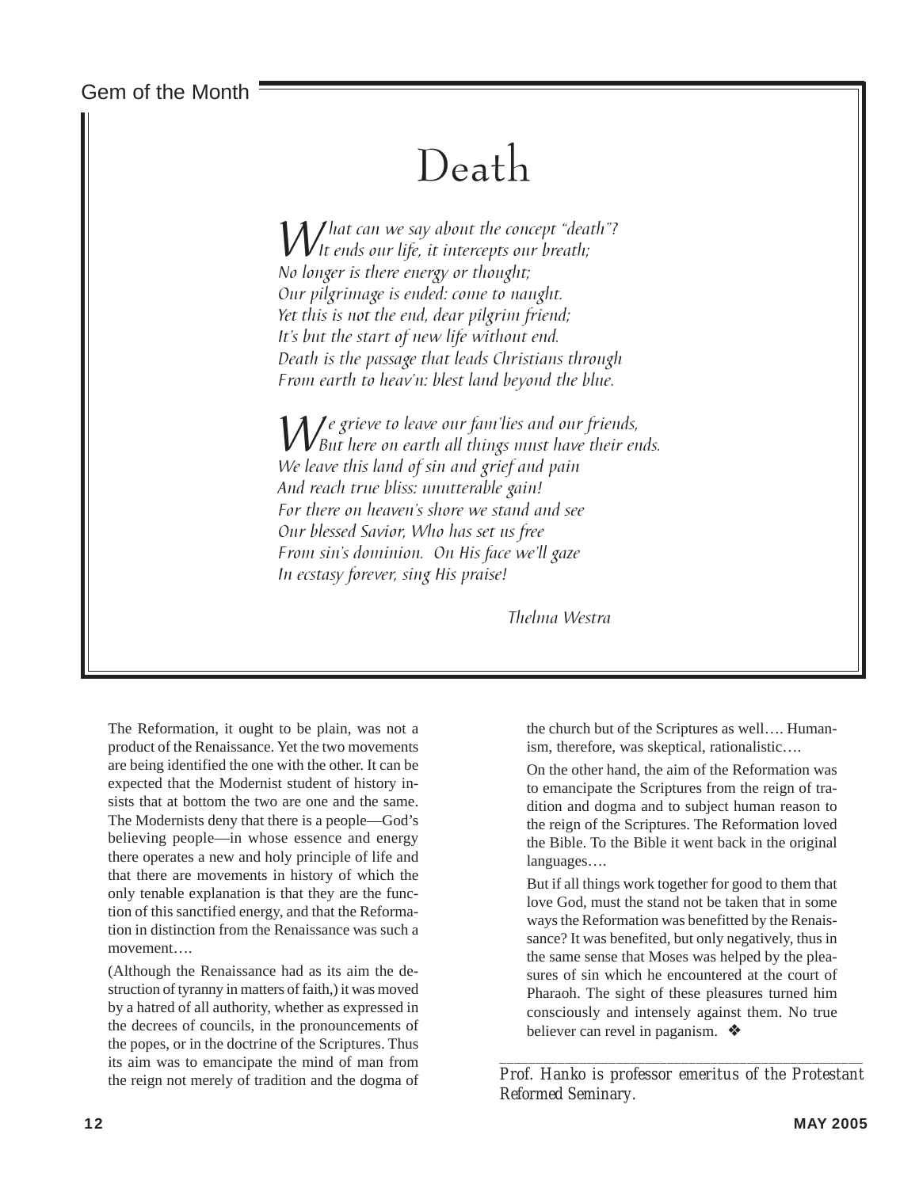Gem of the Month

# Death

*What can we say about the concept "death"?*
*It ends our life, it intercepts our breath;*
*No longer is there energy or thought;*
*Our pilgrimage is ended: come to naught.*
*Yet this is not the end, dear pilgrim friend;*
*It's but the start of new life without end.*
*Death is the passage that leads Christians through*
*From earth to heav'n: blest land beyond the blue.*

*We grieve to leave our fam'lies and our friends,*
*But here on earth all things must have their ends.*
*We leave this land of sin and grief and pain*
*And reach true bliss: unutterable gain!*
*For there on heaven's shore we stand and see*
*Our blessed Savior, Who has set us free*
*From sin's dominion. On His face we'll gaze*
*In ecstasy forever, sing His praise!*

*Thelma Westra*

The Reformation, it ought to be plain, was not a product of the Renaissance. Yet the two movements are being identified the one with the other. It can be expected that the Modernist student of history insists that at bottom the two are one and the same. The Modernists deny that there is a people—God's believing people—in whose essence and energy there operates a new and holy principle of life and that there are movements in history of which the only tenable explanation is that they are the function of this sanctified energy, and that the Reformation in distinction from the Renaissance was such a movement….

(Although the Renaissance had as its aim the destruction of tyranny in matters of faith,) it was moved by a hatred of all authority, whether as expressed in the decrees of councils, in the pronouncements of the popes, or in the doctrine of the Scriptures. Thus its aim was to emancipate the mind of man from the reign not merely of tradition and the dogma of the church but of the Scriptures as well…. Humanism, therefore, was skeptical, rationalistic….

On the other hand, the aim of the Reformation was to emancipate the Scriptures from the reign of tradition and dogma and to subject human reason to the reign of the Scriptures. The Reformation loved the Bible. To the Bible it went back in the original languages….

But if all things work together for good to them that love God, must the stand not be taken that in some ways the Reformation was benefitted by the Renaissance? It was benefited, but only negatively, thus in the same sense that Moses was helped by the pleasures of sin which he encountered at the court of Pharaoh. The sight of these pleasures turned him consciously and intensely against them. No true believer can revel in paganism. ❖

---

*Prof. Hanko is professor emeritus of the Protestant Reformed Seminary.*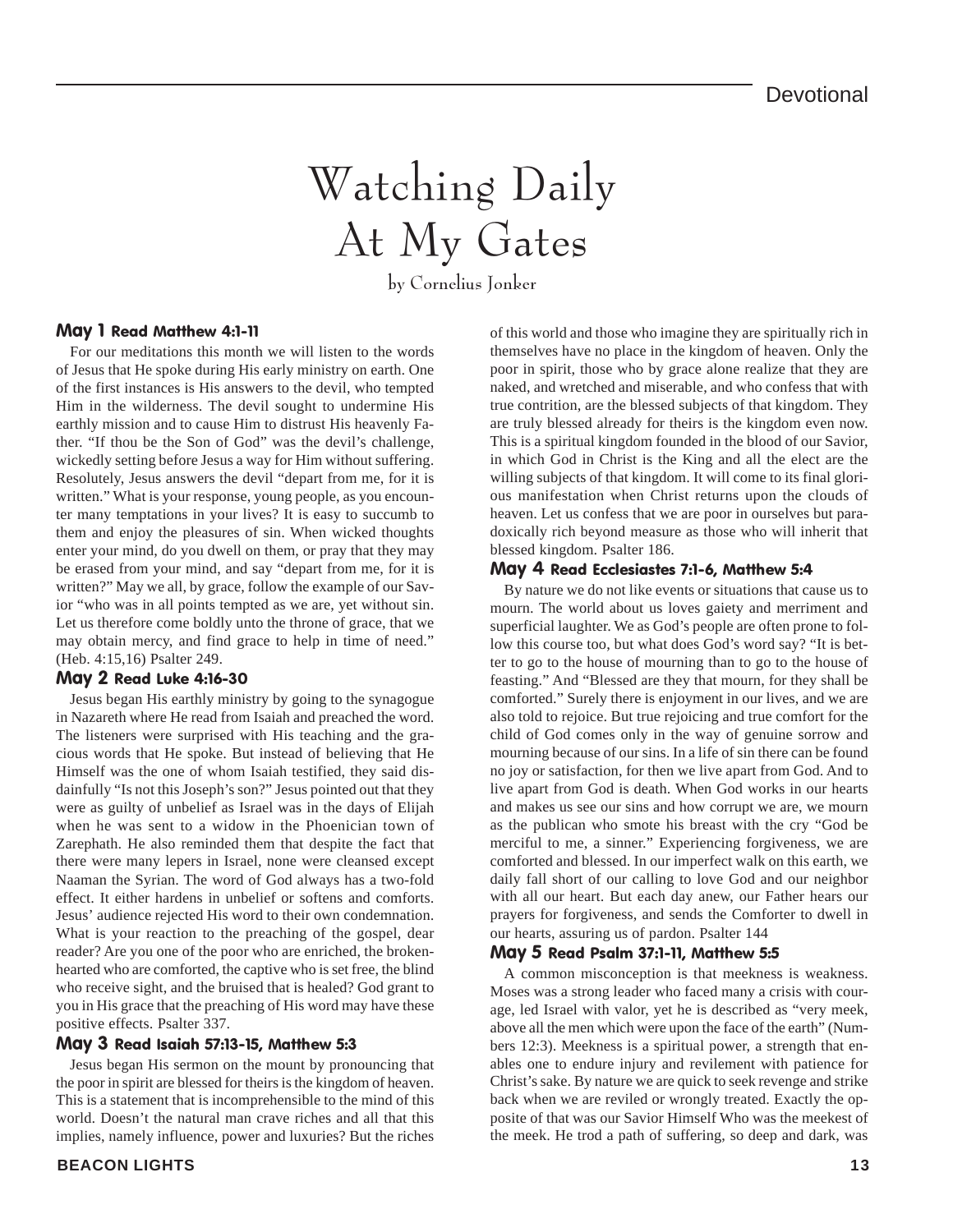# Watching Daily At My Gates

by Cornelius Jonker

**May 1 Read Matthew 4:1-11**

For our meditations this month we will listen to the words of Jesus that He spoke during His early ministry on earth. One of the first instances is His answers to the devil, who tempted Him in the wilderness. The devil sought to undermine His earthly mission and to cause Him to distrust His heavenly Father. "If thou be the Son of God" was the devil's challenge, wickedly setting before Jesus a way for Him without suffering. Resolutely, Jesus answers the devil "depart from me, for it is written." What is your response, young people, as you encounter many temptations in your lives? It is easy to succumb to them and enjoy the pleasures of sin. When wicked thoughts enter your mind, do you dwell on them, or pray that they may be erased from your mind, and say "depart from me, for it is written?" May we all, by grace, follow the example of our Savior "who was in all points tempted as we are, yet without sin. Let us therefore come boldly unto the throne of grace, that we may obtain mercy, and find grace to help in time of need." (Heb. 4:15,16) Psalter 249.

**May 2 Read Luke 4:16-30**

Jesus began His earthly ministry by going to the synagogue in Nazareth where He read from Isaiah and preached the word. The listeners were surprised with His teaching and the gracious words that He spoke. But instead of believing that He Himself was the one of whom Isaiah testified, they said disdainfully "Is not this Joseph's son?" Jesus pointed out that they were as guilty of unbelief as Israel was in the days of Elijah when he was sent to a widow in the Phoenician town of Zarephath. He also reminded them that despite the fact that there were many lepers in Israel, none were cleansed except Naaman the Syrian. The word of God always has a two-fold effect. It either hardens in unbelief or softens and comforts. Jesus' audience rejected His word to their own condemnation. What is your reaction to the preaching of the gospel, dear reader? Are you one of the poor who are enriched, the brokenhearted who are comforted, the captive who is set free, the blind who receive sight, and the bruised that is healed? God grant to you in His grace that the preaching of His word may have these positive effects. Psalter 337.

**May 3 Read Isaiah 57:13-15, Matthew 5:3**

Jesus began His sermon on the mount by pronouncing that the poor in spirit are blessed for theirs is the kingdom of heaven. This is a statement that is incomprehensible to the mind of this world. Doesn't the natural man crave riches and all that this implies, namely influence, power and luxuries? But the riches of this world and those who imagine they are spiritually rich in themselves have no place in the kingdom of heaven. Only the poor in spirit, those who by grace alone realize that they are naked, and wretched and miserable, and who confess that with true contrition, are the blessed subjects of that kingdom. They are truly blessed already for theirs is the kingdom even now. This is a spiritual kingdom founded in the blood of our Savior, in which God in Christ is the King and all the elect are the willing subjects of that kingdom. It will come to its final glorious manifestation when Christ returns upon the clouds of heaven. Let us confess that we are poor in ourselves but paradoxically rich beyond measure as those who will inherit that blessed kingdom. Psalter 186.

**May 4 Read Ecclesiastes 7:1-6, Matthew 5:4**

By nature we do not like events or situations that cause us to mourn. The world about us loves gaiety and merriment and superficial laughter. We as God's people are often prone to follow this course too, but what does God's word say? "It is better to go to the house of mourning than to go to the house of feasting." And "Blessed are they that mourn, for they shall be comforted." Surely there is enjoyment in our lives, and we are also told to rejoice. But true rejoicing and true comfort for the child of God comes only in the way of genuine sorrow and mourning because of our sins. In a life of sin there can be found no joy or satisfaction, for then we live apart from God. And to live apart from God is death. When God works in our hearts and makes us see our sins and how corrupt we are, we mourn as the publican who smote his breast with the cry "God be merciful to me, a sinner." Experiencing forgiveness, we are comforted and blessed. In our imperfect walk on this earth, we daily fall short of our calling to love God and our neighbor with all our heart. But each day anew, our Father hears our prayers for forgiveness, and sends the Comforter to dwell in our hearts, assuring us of pardon. Psalter 144

**May 5 Read Psalm 37:1-11, Matthew 5:5**

A common misconception is that meekness is weakness. Moses was a strong leader who faced many a crisis with courage, led Israel with valor, yet he is described as "very meek, above all the men which were upon the face of the earth" (Numbers 12:3). Meekness is a spiritual power, a strength that enables one to endure injury and revilement with patience for Christ's sake. By nature we are quick to seek revenge and strike back when we are reviled or wrongly treated. Exactly the opposite of that was our Savior Himself Who was the meekest of the meek. He trod a path of suffering, so deep and dark, was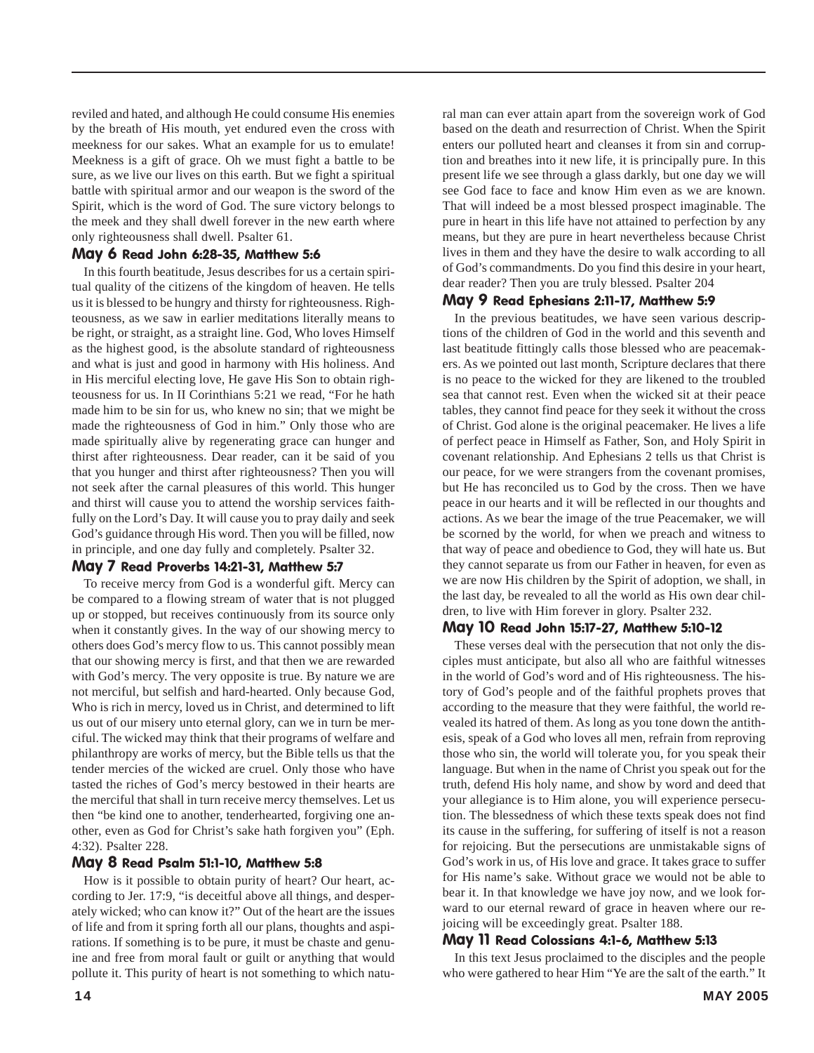reviled and hated, and although He could consume His enemies by the breath of His mouth, yet endured even the cross with meekness for our sakes. What an example for us to emulate! Meekness is a gift of grace. Oh we must fight a battle to be sure, as we live our lives on this earth. But we fight a spiritual battle with spiritual armor and our weapon is the sword of the Spirit, which is the word of God. The sure victory belongs to the meek and they shall dwell forever in the new earth where only righteousness shall dwell. Psalter 61.

### May 6 Read John 6:28-35, Matthew 5:6

In this fourth beatitude, Jesus describes for us a certain spiritual quality of the citizens of the kingdom of heaven. He tells us it is blessed to be hungry and thirsty for righteousness. Righteousness, as we saw in earlier meditations literally means to be right, or straight, as a straight line. God, Who loves Himself as the highest good, is the absolute standard of righteousness and what is just and good in harmony with His holiness. And in His merciful electing love, He gave His Son to obtain righteousness for us. In II Corinthians 5:21 we read, "For he hath made him to be sin for us, who knew no sin; that we might be made the righteousness of God in him." Only those who are made spiritually alive by regenerating grace can hunger and thirst after righteousness. Dear reader, can it be said of you that you hunger and thirst after righteousness? Then you will not seek after the carnal pleasures of this world. This hunger and thirst will cause you to attend the worship services faithfully on the Lord's Day. It will cause you to pray daily and seek God's guidance through His word. Then you will be filled, now in principle, and one day fully and completely. Psalter 32.

### May 7 Read Proverbs 14:21-31, Matthew 5:7

To receive mercy from God is a wonderful gift. Mercy can be compared to a flowing stream of water that is not plugged up or stopped, but receives continuously from its source only when it constantly gives. In the way of our showing mercy to others does God's mercy flow to us. This cannot possibly mean that our showing mercy is first, and that then we are rewarded with God's mercy. The very opposite is true. By nature we are not merciful, but selfish and hard-hearted. Only because God, Who is rich in mercy, loved us in Christ, and determined to lift us out of our misery unto eternal glory, can we in turn be merciful. The wicked may think that their programs of welfare and philanthropy are works of mercy, but the Bible tells us that the tender mercies of the wicked are cruel. Only those who have tasted the riches of God's mercy bestowed in their hearts are the merciful that shall in turn receive mercy themselves. Let us then "be kind one to another, tenderhearted, forgiving one another, even as God for Christ's sake hath forgiven you" (Eph. 4:32). Psalter 228.

### May 8 Read Psalm 51:1-10, Matthew 5:8

How is it possible to obtain purity of heart? Our heart, according to Jer. 17:9, "is deceitful above all things, and desperately wicked; who can know it?" Out of the heart are the issues of life and from it spring forth all our plans, thoughts and aspirations. If something is to be pure, it must be chaste and genuine and free from moral fault or guilt or anything that would pollute it. This purity of heart is not something to which natural man can ever attain apart from the sovereign work of God based on the death and resurrection of Christ. When the Spirit enters our polluted heart and cleanses it from sin and corruption and breathes into it new life, it is principally pure. In this present life we see through a glass darkly, but one day we will see God face to face and know Him even as we are known. That will indeed be a most blessed prospect imaginable. The pure in heart in this life have not attained to perfection by any means, but they are pure in heart nevertheless because Christ lives in them and they have the desire to walk according to all of God's commandments. Do you find this desire in your heart, dear reader? Then you are truly blessed. Psalter 204

### May 9 Read Ephesians 2:11-17, Matthew 5:9

In the previous beatitudes, we have seen various descriptions of the children of God in the world and this seventh and last beatitude fittingly calls those blessed who are peacemakers. As we pointed out last month, Scripture declares that there is no peace to the wicked for they are likened to the troubled sea that cannot rest. Even when the wicked sit at their peace tables, they cannot find peace for they seek it without the cross of Christ. God alone is the original peacemaker. He lives a life of perfect peace in Himself as Father, Son, and Holy Spirit in covenant relationship. And Ephesians 2 tells us that Christ is our peace, for we were strangers from the covenant promises, but He has reconciled us to God by the cross. Then we have peace in our hearts and it will be reflected in our thoughts and actions. As we bear the image of the true Peacemaker, we will be scorned by the world, for when we preach and witness to that way of peace and obedience to God, they will hate us. But they cannot separate us from our Father in heaven, for even as we are now His children by the Spirit of adoption, we shall, in the last day, be revealed to all the world as His own dear children, to live with Him forever in glory. Psalter 232.

### May 10 Read John 15:17-27, Matthew 5:10-12

These verses deal with the persecution that not only the disciples must anticipate, but also all who are faithful witnesses in the world of God's word and of His righteousness. The history of God's people and of the faithful prophets proves that according to the measure that they were faithful, the world revealed its hatred of them. As long as you tone down the antithesis, speak of a God who loves all men, refrain from reproving those who sin, the world will tolerate you, for you speak their language. But when in the name of Christ you speak out for the truth, defend His holy name, and show by word and deed that your allegiance is to Him alone, you will experience persecution. The blessedness of which these texts speak does not find its cause in the suffering, for suffering of itself is not a reason for rejoicing. But the persecutions are unmistakable signs of God's work in us, of His love and grace. It takes grace to suffer for His name's sake. Without grace we would not be able to bear it. In that knowledge we have joy now, and we look forward to our eternal reward of grace in heaven where our rejoicing will be exceedingly great. Psalter 188.

### May 11 Read Colossians 4:1-6, Matthew 5:13

In this text Jesus proclaimed to the disciples and the people who were gathered to hear Him "Ye are the salt of the earth." It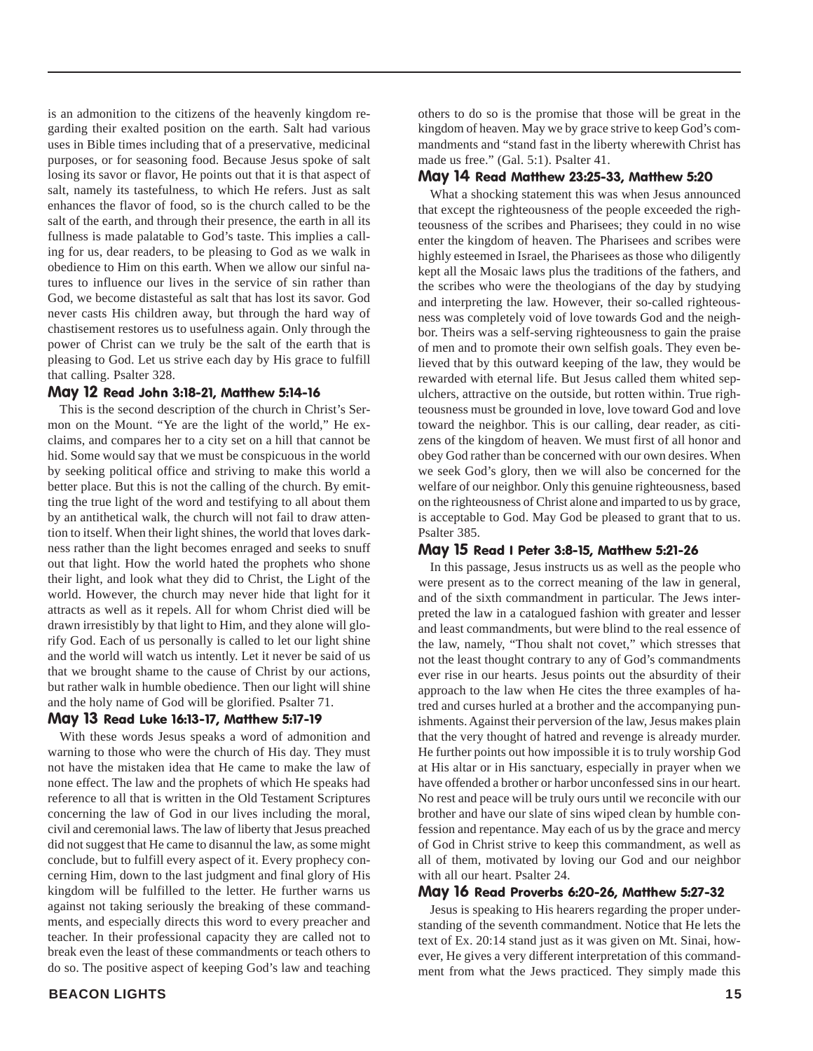is an admonition to the citizens of the heavenly kingdom regarding their exalted position on the earth. Salt had various uses in Bible times including that of a preservative, medicinal purposes, or for seasoning food. Because Jesus spoke of salt losing its savor or flavor, He points out that it is that aspect of salt, namely its tastefulness, to which He refers. Just as salt enhances the flavor of food, so is the church called to be the salt of the earth, and through their presence, the earth in all its fullness is made palatable to God's taste. This implies a calling for us, dear readers, to be pleasing to God as we walk in obedience to Him on this earth. When we allow our sinful natures to influence our lives in the service of sin rather than God, we become distasteful as salt that has lost its savor. God never casts His children away, but through the hard way of chastisement restores us to usefulness again. Only through the power of Christ can we truly be the salt of the earth that is pleasing to God. Let us strive each day by His grace to fulfill that calling. Psalter 328.

### May 12 Read John 3:18-21, Matthew 5:14-16

This is the second description of the church in Christ's Sermon on the Mount. "Ye are the light of the world," He exclaims, and compares her to a city set on a hill that cannot be hid. Some would say that we must be conspicuous in the world by seeking political office and striving to make this world a better place. But this is not the calling of the church. By emitting the true light of the word and testifying to all about them by an antithetical walk, the church will not fail to draw attention to itself. When their light shines, the world that loves darkness rather than the light becomes enraged and seeks to snuff out that light. How the world hated the prophets who shone their light, and look what they did to Christ, the Light of the world. However, the church may never hide that light for it attracts as well as it repels. All for whom Christ died will be drawn irresistibly by that light to Him, and they alone will glorify God. Each of us personally is called to let our light shine and the world will watch us intently. Let it never be said of us that we brought shame to the cause of Christ by our actions, but rather walk in humble obedience. Then our light will shine and the holy name of God will be glorified. Psalter 71.

### May 13 Read Luke 16:13-17, Matthew 5:17-19

With these words Jesus speaks a word of admonition and warning to those who were the church of His day. They must not have the mistaken idea that He came to make the law of none effect. The law and the prophets of which He speaks had reference to all that is written in the Old Testament Scriptures concerning the law of God in our lives including the moral, civil and ceremonial laws. The law of liberty that Jesus preached did not suggest that He came to disannul the law, as some might conclude, but to fulfill every aspect of it. Every prophecy concerning Him, down to the last judgment and final glory of His kingdom will be fulfilled to the letter. He further warns us against not taking seriously the breaking of these commandments, and especially directs this word to every preacher and teacher. In their professional capacity they are called not to break even the least of these commandments or teach others to do so. The positive aspect of keeping God's law and teaching others to do so is the promise that those will be great in the kingdom of heaven. May we by grace strive to keep God's commandments and "stand fast in the liberty wherewith Christ has made us free." (Gal. 5:1). Psalter 41.

### May 14 Read Matthew 23:25-33, Matthew 5:20

What a shocking statement this was when Jesus announced that except the righteousness of the people exceeded the righteousness of the scribes and Pharisees; they could in no wise enter the kingdom of heaven. The Pharisees and scribes were highly esteemed in Israel, the Pharisees as those who diligently kept all the Mosaic laws plus the traditions of the fathers, and the scribes who were the theologians of the day by studying and interpreting the law. However, their so-called righteousness was completely void of love towards God and the neighbor. Theirs was a self-serving righteousness to gain the praise of men and to promote their own selfish goals. They even believed that by this outward keeping of the law, they would be rewarded with eternal life. But Jesus called them whited sepulchers, attractive on the outside, but rotten within. True righteousness must be grounded in love, love toward God and love toward the neighbor. This is our calling, dear reader, as citizens of the kingdom of heaven. We must first of all honor and obey God rather than be concerned with our own desires. When we seek God's glory, then we will also be concerned for the welfare of our neighbor. Only this genuine righteousness, based on the righteousness of Christ alone and imparted to us by grace, is acceptable to God. May God be pleased to grant that to us. Psalter 385.

### May 15 Read I Peter 3:8-15, Matthew 5:21-26

In this passage, Jesus instructs us as well as the people who were present as to the correct meaning of the law in general, and of the sixth commandment in particular. The Jews interpreted the law in a catalogued fashion with greater and lesser and least commandments, but were blind to the real essence of the law, namely, "Thou shalt not covet," which stresses that not the least thought contrary to any of God's commandments ever rise in our hearts. Jesus points out the absurdity of their approach to the law when He cites the three examples of hatred and curses hurled at a brother and the accompanying punishments. Against their perversion of the law, Jesus makes plain that the very thought of hatred and revenge is already murder. He further points out how impossible it is to truly worship God at His altar or in His sanctuary, especially in prayer when we have offended a brother or harbor unconfessed sins in our heart. No rest and peace will be truly ours until we reconcile with our brother and have our slate of sins wiped clean by humble confession and repentance. May each of us by the grace and mercy of God in Christ strive to keep this commandment, as well as all of them, motivated by loving our God and our neighbor with all our heart. Psalter 24.

### May 16 Read Proverbs 6:20-26, Matthew 5:27-32

Jesus is speaking to His hearers regarding the proper understanding of the seventh commandment. Notice that He lets the text of Ex. 20:14 stand just as it was given on Mt. Sinai, however, He gives a very different interpretation of this commandment from what the Jews practiced. They simply made this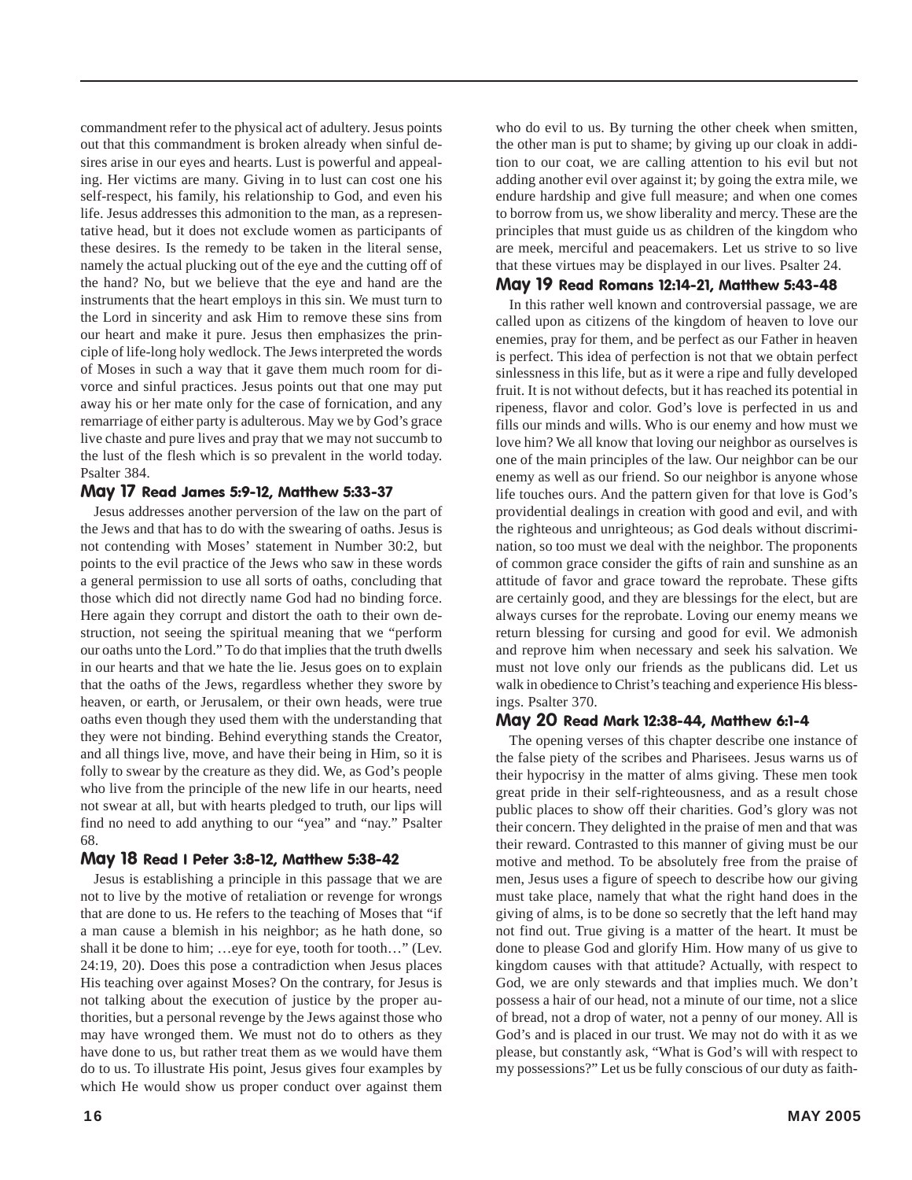commandment refer to the physical act of adultery. Jesus points out that this commandment is broken already when sinful desires arise in our eyes and hearts. Lust is powerful and appealing. Her victims are many. Giving in to lust can cost one his self-respect, his family, his relationship to God, and even his life. Jesus addresses this admonition to the man, as a representative head, but it does not exclude women as participants of these desires. Is the remedy to be taken in the literal sense, namely the actual plucking out of the eye and the cutting off of the hand? No, but we believe that the eye and hand are the instruments that the heart employs in this sin. We must turn to the Lord in sincerity and ask Him to remove these sins from our heart and make it pure. Jesus then emphasizes the principle of life-long holy wedlock. The Jews interpreted the words of Moses in such a way that it gave them much room for divorce and sinful practices. Jesus points out that one may put away his or her mate only for the case of fornication, and any remarriage of either party is adulterous. May we by God's grace live chaste and pure lives and pray that we may not succumb to the lust of the flesh which is so prevalent in the world today. Psalter 384.

### May 17 Read James 5:9-12, Matthew 5:33-37

Jesus addresses another perversion of the law on the part of the Jews and that has to do with the swearing of oaths. Jesus is not contending with Moses' statement in Number 30:2, but points to the evil practice of the Jews who saw in these words a general permission to use all sorts of oaths, concluding that those which did not directly name God had no binding force. Here again they corrupt and distort the oath to their own destruction, not seeing the spiritual meaning that we "perform our oaths unto the Lord." To do that implies that the truth dwells in our hearts and that we hate the lie. Jesus goes on to explain that the oaths of the Jews, regardless whether they swore by heaven, or earth, or Jerusalem, or their own heads, were true oaths even though they used them with the understanding that they were not binding. Behind everything stands the Creator, and all things live, move, and have their being in Him, so it is folly to swear by the creature as they did. We, as God's people who live from the principle of the new life in our hearts, need not swear at all, but with hearts pledged to truth, our lips will find no need to add anything to our "yea" and "nay." Psalter 68.

### May 18 Read I Peter 3:8-12, Matthew 5:38-42

Jesus is establishing a principle in this passage that we are not to live by the motive of retaliation or revenge for wrongs that are done to us. He refers to the teaching of Moses that "if a man cause a blemish in his neighbor; as he hath done, so shall it be done to him; …eye for eye, tooth for tooth…" (Lev. 24:19, 20). Does this pose a contradiction when Jesus places His teaching over against Moses? On the contrary, for Jesus is not talking about the execution of justice by the proper authorities, but a personal revenge by the Jews against those who may have wronged them. We must not do to others as they have done to us, but rather treat them as we would have them do to us. To illustrate His point, Jesus gives four examples by which He would show us proper conduct over against them who do evil to us. By turning the other cheek when smitten, the other man is put to shame; by giving up our cloak in addition to our coat, we are calling attention to his evil but not adding another evil over against it; by going the extra mile, we endure hardship and give full measure; and when one comes to borrow from us, we show liberality and mercy. These are the principles that must guide us as children of the kingdom who are meek, merciful and peacemakers. Let us strive to so live that these virtues may be displayed in our lives. Psalter 24.

### May 19 Read Romans 12:14-21, Matthew 5:43-48

In this rather well known and controversial passage, we are called upon as citizens of the kingdom of heaven to love our enemies, pray for them, and be perfect as our Father in heaven is perfect. This idea of perfection is not that we obtain perfect sinlessness in this life, but as it were a ripe and fully developed fruit. It is not without defects, but it has reached its potential in ripeness, flavor and color. God's love is perfected in us and fills our minds and wills. Who is our enemy and how must we love him? We all know that loving our neighbor as ourselves is one of the main principles of the law. Our neighbor can be our enemy as well as our friend. So our neighbor is anyone whose life touches ours. And the pattern given for that love is God's providential dealings in creation with good and evil, and with the righteous and unrighteous; as God deals without discrimination, so too must we deal with the neighbor. The proponents of common grace consider the gifts of rain and sunshine as an attitude of favor and grace toward the reprobate. These gifts are certainly good, and they are blessings for the elect, but are always curses for the reprobate. Loving our enemy means we return blessing for cursing and good for evil. We admonish and reprove him when necessary and seek his salvation. We must not love only our friends as the publicans did. Let us walk in obedience to Christ's teaching and experience His blessings. Psalter 370.

### May 20 Read Mark 12:38-44, Matthew 6:1-4

The opening verses of this chapter describe one instance of the false piety of the scribes and Pharisees. Jesus warns us of their hypocrisy in the matter of alms giving. These men took great pride in their self-righteousness, and as a result chose public places to show off their charities. God's glory was not their concern. They delighted in the praise of men and that was their reward. Contrasted to this manner of giving must be our motive and method. To be absolutely free from the praise of men, Jesus uses a figure of speech to describe how our giving must take place, namely that what the right hand does in the giving of alms, is to be done so secretly that the left hand may not find out. True giving is a matter of the heart. It must be done to please God and glorify Him. How many of us give to kingdom causes with that attitude? Actually, with respect to God, we are only stewards and that implies much. We don't possess a hair of our head, not a minute of our time, not a slice of bread, not a drop of water, not a penny of our money. All is God's and is placed in our trust. We may not do with it as we please, but constantly ask, "What is God's will with respect to my possessions?" Let us be fully conscious of our duty as faith-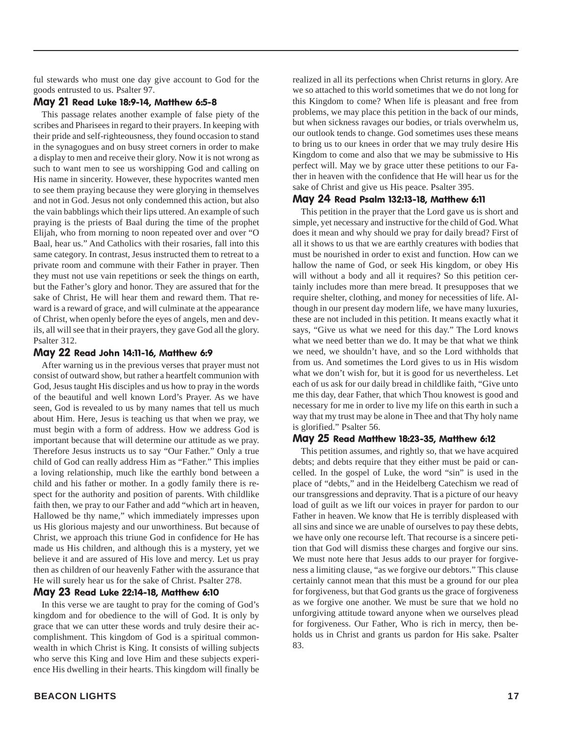ful stewards who must one day give account to God for the goods entrusted to us. Psalter 97.

### May 21 Read Luke 18:9-14, Matthew 6:5-8

This passage relates another example of false piety of the scribes and Pharisees in regard to their prayers. In keeping with their pride and self-righteousness, they found occasion to stand in the synagogues and on busy street corners in order to make a display to men and receive their glory. Now it is not wrong as such to want men to see us worshipping God and calling on His name in sincerity. However, these hypocrites wanted men to see them praying because they were glorying in themselves and not in God. Jesus not only condemned this action, but also the vain babblings which their lips uttered. An example of such praying is the priests of Baal during the time of the prophet Elijah, who from morning to noon repeated over and over "O Baal, hear us." And Catholics with their rosaries, fall into this same category. In contrast, Jesus instructed them to retreat to a private room and commune with their Father in prayer. Then they must not use vain repetitions or seek the things on earth, but the Father's glory and honor. They are assured that for the sake of Christ, He will hear them and reward them. That reward is a reward of grace, and will culminate at the appearance of Christ, when openly before the eyes of angels, men and devils, all will see that in their prayers, they gave God all the glory. Psalter 312.

### May 22 Read John 14:11-16, Matthew 6:9

After warning us in the previous verses that prayer must not consist of outward show, but rather a heartfelt communion with God, Jesus taught His disciples and us how to pray in the words of the beautiful and well known Lord's Prayer. As we have seen, God is revealed to us by many names that tell us much about Him. Here, Jesus is teaching us that when we pray, we must begin with a form of address. How we address God is important because that will determine our attitude as we pray. Therefore Jesus instructs us to say "Our Father." Only a true child of God can really address Him as "Father." This implies a loving relationship, much like the earthly bond between a child and his father or mother. In a godly family there is respect for the authority and position of parents. With childlike faith then, we pray to our Father and add "which art in heaven, Hallowed be thy name," which immediately impresses upon us His glorious majesty and our unworthiness. But because of Christ, we approach this triune God in confidence for He has made us His children, and although this is a mystery, yet we believe it and are assured of His love and mercy. Let us pray then as children of our heavenly Father with the assurance that He will surely hear us for the sake of Christ. Psalter 278.

### May 23 Read Luke 22:14-18, Matthew 6:10

In this verse we are taught to pray for the coming of God's kingdom and for obedience to the will of God. It is only by grace that we can utter these words and truly desire their accomplishment. This kingdom of God is a spiritual commonwealth in which Christ is King. It consists of willing subjects who serve this King and love Him and these subjects experience His dwelling in their hearts. This kingdom will finally be realized in all its perfections when Christ returns in glory. Are we so attached to this world sometimes that we do not long for this Kingdom to come? When life is pleasant and free from problems, we may place this petition in the back of our minds, but when sickness ravages our bodies, or trials overwhelm us, our outlook tends to change. God sometimes uses these means to bring us to our knees in order that we may truly desire His Kingdom to come and also that we may be submissive to His perfect will. May we by grace utter these petitions to our Father in heaven with the confidence that He will hear us for the sake of Christ and give us His peace. Psalter 395.

### May 24 Read Psalm 132:13-18, Matthew 6:11

This petition in the prayer that the Lord gave us is short and simple, yet necessary and instructive for the child of God. What does it mean and why should we pray for daily bread? First of all it shows to us that we are earthly creatures with bodies that must be nourished in order to exist and function. How can we hallow the name of God, or seek His kingdom, or obey His will without a body and all it requires? So this petition certainly includes more than mere bread. It presupposes that we require shelter, clothing, and money for necessities of life. Although in our present day modern life, we have many luxuries, these are not included in this petition. It means exactly what it says, "Give us what we need for this day." The Lord knows what we need better than we do. It may be that what we think we need, we shouldn't have, and so the Lord withholds that from us. And sometimes the Lord gives to us in His wisdom what we don't wish for, but it is good for us nevertheless. Let each of us ask for our daily bread in childlike faith, "Give unto me this day, dear Father, that which Thou knowest is good and necessary for me in order to live my life on this earth in such a way that my trust may be alone in Thee and that Thy holy name is glorified." Psalter 56.

### May 25 Read Matthew 18:23-35, Matthew 6:12

This petition assumes, and rightly so, that we have acquired debts; and debts require that they either must be paid or cancelled. In the gospel of Luke, the word "sin" is used in the place of "debts," and in the Heidelberg Catechism we read of our transgressions and depravity. That is a picture of our heavy load of guilt as we lift our voices in prayer for pardon to our Father in heaven. We know that He is terribly displeased with all sins and since we are unable of ourselves to pay these debts, we have only one recourse left. That recourse is a sincere petition that God will dismiss these charges and forgive our sins. We must note here that Jesus adds to our prayer for forgiveness a limiting clause, "as we forgive our debtors." This clause certainly cannot mean that this must be a ground for our plea for forgiveness, but that God grants us the grace of forgiveness as we forgive one another. We must be sure that we hold no unforgiving attitude toward anyone when we ourselves plead for forgiveness. Our Father, Who is rich in mercy, then beholds us in Christ and grants us pardon for His sake. Psalter 83.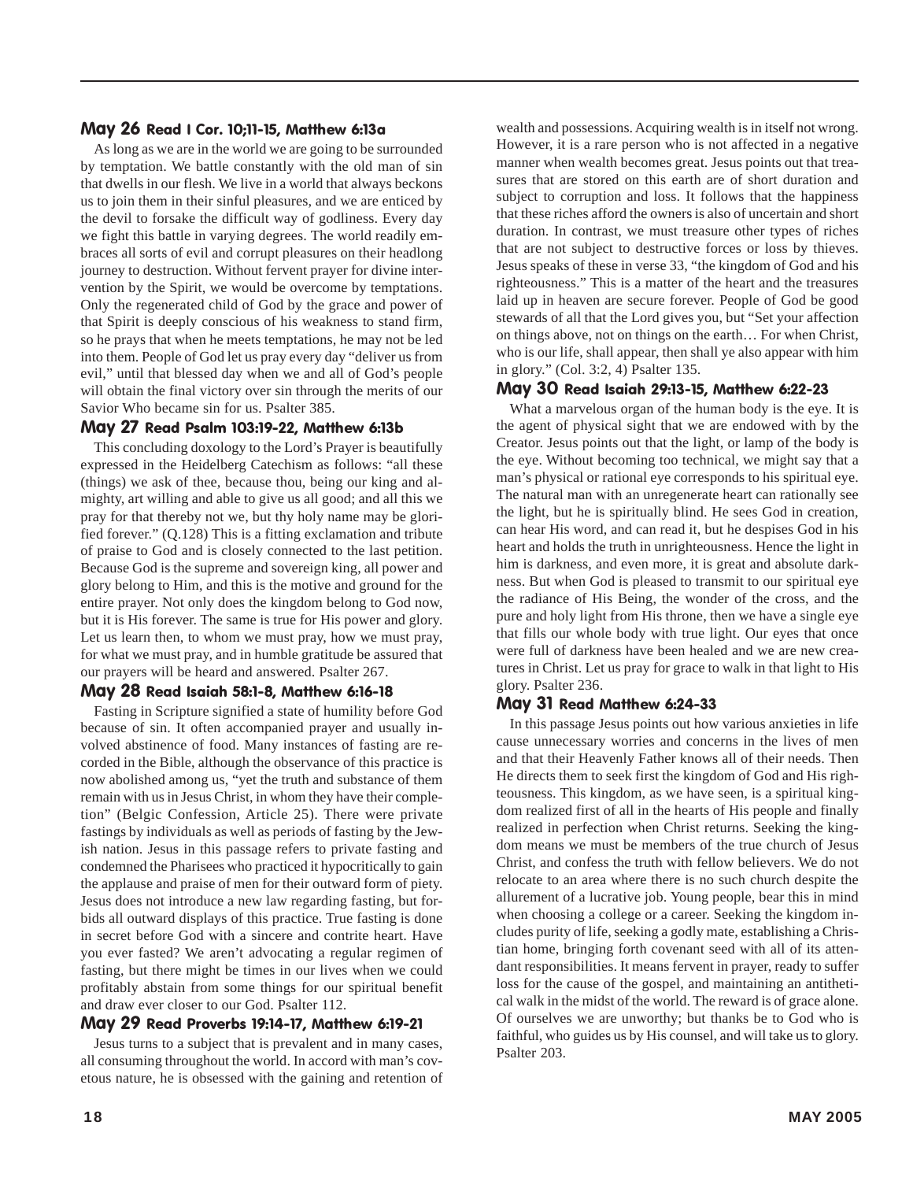### May 26 Read I Cor. 10;11-15, Matthew 6:13a

As long as we are in the world we are going to be surrounded by temptation. We battle constantly with the old man of sin that dwells in our flesh. We live in a world that always beckons us to join them in their sinful pleasures, and we are enticed by the devil to forsake the difficult way of godliness. Every day we fight this battle in varying degrees. The world readily embraces all sorts of evil and corrupt pleasures on their headlong journey to destruction. Without fervent prayer for divine intervention by the Spirit, we would be overcome by temptations. Only the regenerated child of God by the grace and power of that Spirit is deeply conscious of his weakness to stand firm, so he prays that when he meets temptations, he may not be led into them. People of God let us pray every day "deliver us from evil," until that blessed day when we and all of God's people will obtain the final victory over sin through the merits of our Savior Who became sin for us. Psalter 385.

### May 27 Read Psalm 103:19-22, Matthew 6:13b

This concluding doxology to the Lord's Prayer is beautifully expressed in the Heidelberg Catechism as follows: "all these (things) we ask of thee, because thou, being our king and almighty, art willing and able to give us all good; and all this we pray for that thereby not we, but thy holy name may be glorified forever." (Q.128) This is a fitting exclamation and tribute of praise to God and is closely connected to the last petition. Because God is the supreme and sovereign king, all power and glory belong to Him, and this is the motive and ground for the entire prayer. Not only does the kingdom belong to God now, but it is His forever. The same is true for His power and glory. Let us learn then, to whom we must pray, how we must pray, for what we must pray, and in humble gratitude be assured that our prayers will be heard and answered. Psalter 267.

### May 28 Read Isaiah 58:1-8, Matthew 6:16-18

Fasting in Scripture signified a state of humility before God because of sin. It often accompanied prayer and usually involved abstinence of food. Many instances of fasting are recorded in the Bible, although the observance of this practice is now abolished among us, "yet the truth and substance of them remain with us in Jesus Christ, in whom they have their completion" (Belgic Confession, Article 25). There were private fastings by individuals as well as periods of fasting by the Jewish nation. Jesus in this passage refers to private fasting and condemned the Pharisees who practiced it hypocritically to gain the applause and praise of men for their outward form of piety. Jesus does not introduce a new law regarding fasting, but forbids all outward displays of this practice. True fasting is done in secret before God with a sincere and contrite heart. Have you ever fasted? We aren't advocating a regular regimen of fasting, but there might be times in our lives when we could profitably abstain from some things for our spiritual benefit and draw ever closer to our God. Psalter 112.

### May 29 Read Proverbs 19:14-17, Matthew 6:19-21

Jesus turns to a subject that is prevalent and in many cases, all consuming throughout the world. In accord with man's covetous nature, he is obsessed with the gaining and retention of wealth and possessions. Acquiring wealth is in itself not wrong. However, it is a rare person who is not affected in a negative manner when wealth becomes great. Jesus points out that treasures that are stored on this earth are of short duration and subject to corruption and loss. It follows that the happiness that these riches afford the owners is also of uncertain and short duration. In contrast, we must treasure other types of riches that are not subject to destructive forces or loss by thieves. Jesus speaks of these in verse 33, "the kingdom of God and his righteousness." This is a matter of the heart and the treasures laid up in heaven are secure forever. People of God be good stewards of all that the Lord gives you, but "Set your affection on things above, not on things on the earth… For when Christ, who is our life, shall appear, then shall ye also appear with him in glory." (Col. 3:2, 4) Psalter 135.

### May 30 Read Isaiah 29:13-15, Matthew 6:22-23

What a marvelous organ of the human body is the eye. It is the agent of physical sight that we are endowed with by the Creator. Jesus points out that the light, or lamp of the body is the eye. Without becoming too technical, we might say that a man's physical or rational eye corresponds to his spiritual eye. The natural man with an unregenerate heart can rationally see the light, but he is spiritually blind. He sees God in creation, can hear His word, and can read it, but he despises God in his heart and holds the truth in unrighteousness. Hence the light in him is darkness, and even more, it is great and absolute darkness. But when God is pleased to transmit to our spiritual eye the radiance of His Being, the wonder of the cross, and the pure and holy light from His throne, then we have a single eye that fills our whole body with true light. Our eyes that once were full of darkness have been healed and we are new creatures in Christ. Let us pray for grace to walk in that light to His glory. Psalter 236.

### May 31 Read Matthew 6:24-33

In this passage Jesus points out how various anxieties in life cause unnecessary worries and concerns in the lives of men and that their Heavenly Father knows all of their needs. Then He directs them to seek first the kingdom of God and His righteousness. This kingdom, as we have seen, is a spiritual kingdom realized first of all in the hearts of His people and finally realized in perfection when Christ returns. Seeking the kingdom means we must be members of the true church of Jesus Christ, and confess the truth with fellow believers. We do not relocate to an area where there is no such church despite the allurement of a lucrative job. Young people, bear this in mind when choosing a college or a career. Seeking the kingdom includes purity of life, seeking a godly mate, establishing a Christian home, bringing forth covenant seed with all of its attendant responsibilities. It means fervent in prayer, ready to suffer loss for the cause of the gospel, and maintaining an antithetical walk in the midst of the world. The reward is of grace alone. Of ourselves we are unworthy; but thanks be to God who is faithful, who guides us by His counsel, and will take us to glory. Psalter 203.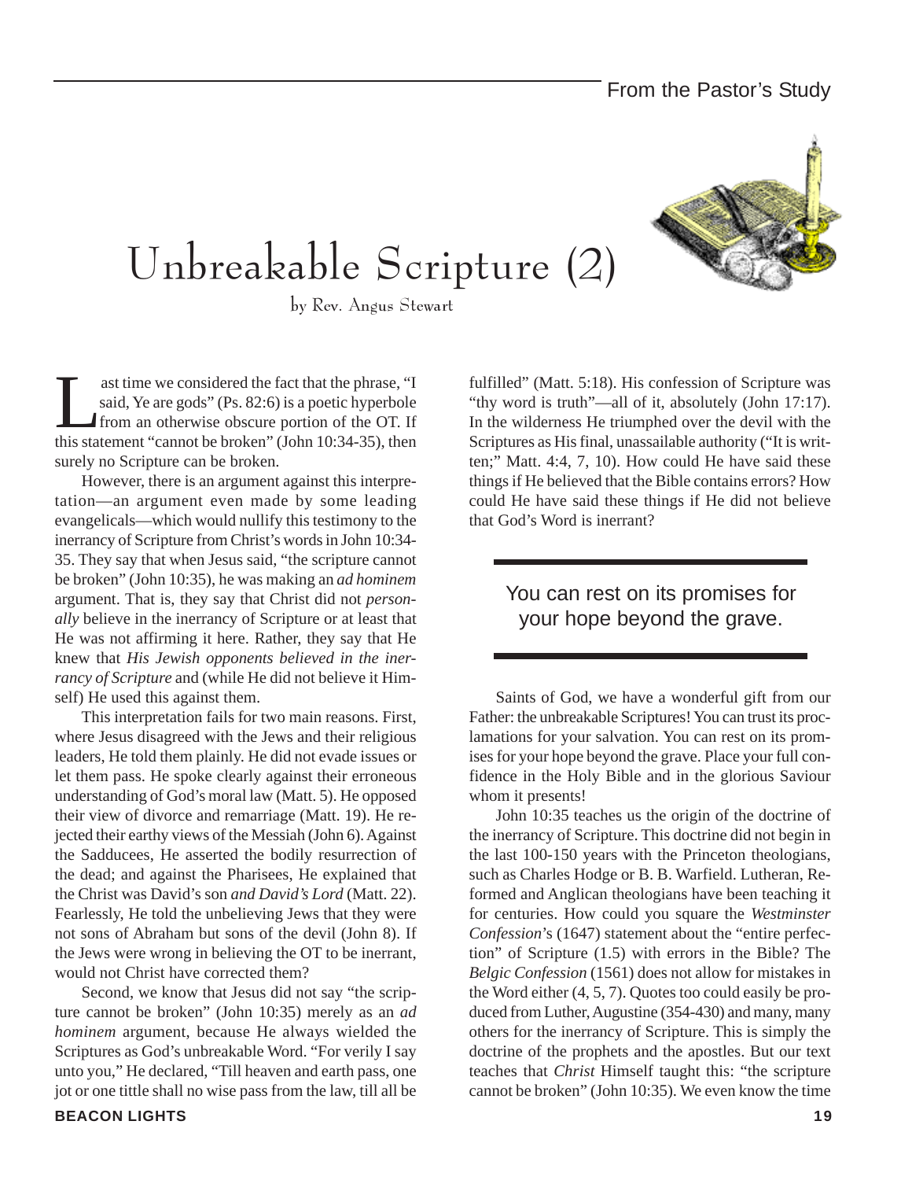# Unbreakable Scripture (2)

by Rev. Angus Stewart

Last time we considered the fact that the phrase, "I said, Ye are gods" (Ps. 82:6) is a poetic hyperbole from an otherwise obscure portion of the OT. If this statement "cannot be broken" (John 10:34-35), then surely no Scripture can be broken.

However, there is an argument against this interpretation—an argument even made by some leading evangelicals—which would nullify this testimony to the inerrancy of Scripture from Christ's words in John 10:34-35. They say that when Jesus said, "the scripture cannot be broken" (John 10:35), he was making an *ad hominem* argument. That is, they say that Christ did not *personally* believe in the inerrancy of Scripture or at least that He was not affirming it here. Rather, they say that He knew that *His Jewish opponents believed in the inerrancy of Scripture* and (while He did not believe it Himself) He used this against them.

This interpretation fails for two main reasons. First, where Jesus disagreed with the Jews and their religious leaders, He told them plainly. He did not evade issues or let them pass. He spoke clearly against their erroneous understanding of God's moral law (Matt. 5). He opposed their view of divorce and remarriage (Matt. 19). He rejected their earthy views of the Messiah (John 6). Against the Sadducees, He asserted the bodily resurrection of the dead; and against the Pharisees, He explained that the Christ was David's son *and David's Lord* (Matt. 22). Fearlessly, He told the unbelieving Jews that they were not sons of Abraham but sons of the devil (John 8). If the Jews were wrong in believing the OT to be inerrant, would not Christ have corrected them?

Second, we know that Jesus did not say "the scripture cannot be broken" (John 10:35) merely as an *ad hominem* argument, because He always wielded the Scriptures as God's unbreakable Word. "For verily I say unto you," He declared, "Till heaven and earth pass, one jot or one tittle shall no wise pass from the law, till all be fulfilled" (Matt. 5:18). His confession of Scripture was "thy word is truth"—all of it, absolutely (John 17:17). In the wilderness He triumphed over the devil with the Scriptures as His final, unassailable authority ("It is written;" Matt. 4:4, 7, 10). How could He have said these things if He believed that the Bible contains errors? How could He have said these things if He did not believe that God's Word is inerrant?

> You can rest on its promises for your hope beyond the grave.

Saints of God, we have a wonderful gift from our Father: the unbreakable Scriptures! You can trust its proclamations for your salvation. You can rest on its promises for your hope beyond the grave. Place your full confidence in the Holy Bible and in the glorious Saviour whom it presents!

John 10:35 teaches us the origin of the doctrine of the inerrancy of Scripture. This doctrine did not begin in the last 100-150 years with the Princeton theologians, such as Charles Hodge or B. B. Warfield. Lutheran, Reformed and Anglican theologians have been teaching it for centuries. How could you square the *Westminster Confession*'s (1647) statement about the "entire perfection" of Scripture (1.5) with errors in the Bible? The *Belgic Confession* (1561) does not allow for mistakes in the Word either (4, 5, 7). Quotes too could easily be produced from Luther, Augustine (354-430) and many, many others for the inerrancy of Scripture. This is simply the doctrine of the prophets and the apostles. But our text teaches that *Christ* Himself taught this: "the scripture cannot be broken" (John 10:35). We even know the time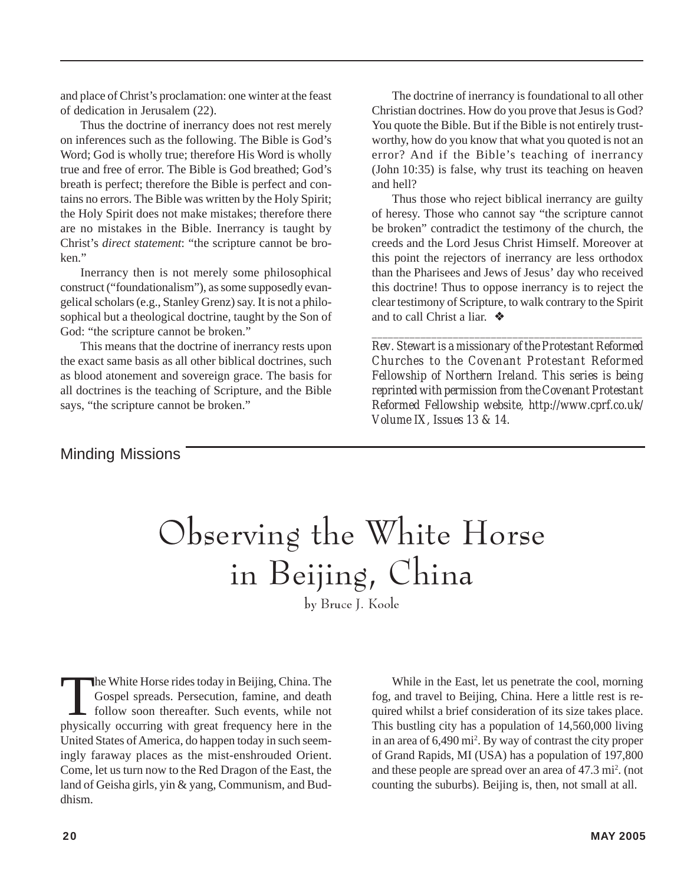and place of Christ's proclamation: one winter at the feast of dedication in Jerusalem (22).

Thus the doctrine of inerrancy does not rest merely on inferences such as the following. The Bible is God's Word; God is wholly true; therefore His Word is wholly true and free of error. The Bible is God breathed; God's breath is perfect; therefore the Bible is perfect and contains no errors. The Bible was written by the Holy Spirit; the Holy Spirit does not make mistakes; therefore there are no mistakes in the Bible. Inerrancy is taught by Christ's *direct statement*: "the scripture cannot be broken."

Inerrancy then is not merely some philosophical construct ("foundationalism"), as some supposedly evangelical scholars (e.g., Stanley Grenz) say. It is not a philosophical but a theological doctrine, taught by the Son of God: "the scripture cannot be broken."

This means that the doctrine of inerrancy rests upon the exact same basis as all other biblical doctrines, such as blood atonement and sovereign grace. The basis for all doctrines is the teaching of Scripture, and the Bible says, "the scripture cannot be broken."

The doctrine of inerrancy is foundational to all other Christian doctrines. How do you prove that Jesus is God? You quote the Bible. But if the Bible is not entirely trustworthy, how do you know that what you quoted is not an error? And if the Bible's teaching of inerrancy (John 10:35) is false, why trust its teaching on heaven and hell?

Thus those who reject biblical inerrancy are guilty of heresy. Those who cannot say "the scripture cannot be broken" contradict the testimony of the church, the creeds and the Lord Jesus Christ Himself. Moreover at this point the rejectors of inerrancy are less orthodox than the Pharisees and Jews of Jesus' day who received this doctrine! Thus to oppose inerrancy is to reject the clear testimony of Scripture, to walk contrary to the Spirit and to call Christ a liar. ❖

---

*Rev. Stewart is a missionary of the Protestant Reformed Churches to the Covenant Protestant Reformed Fellowship of Northern Ireland. This series is being reprinted with permission from the Covenant Protestant Reformed Fellowship website, http://www.cprf.co.uk/ Volume IX, Issues 13 & 14.*

Minding Missions

# Observing the White Horse in Beijing, China

by Bruce J. Koole

The White Horse rides today in Beijing, China. The Gospel spreads. Persecution, famine, and death follow soon thereafter. Such events, while not physically occurring with great frequency here in the United States of America, do happen today in such seemingly faraway places as the mist-enshrouded Orient. Come, let us turn now to the Red Dragon of the East, the land of Geisha girls, yin & yang, Communism, and Buddhism.

While in the East, let us penetrate the cool, morning fog, and travel to Beijing, China. Here a little rest is required whilst a brief consideration of its size takes place. This bustling city has a population of 14,560,000 living in an area of 6,490 $mi^2$. By way of contrast the city proper of Grand Rapids, MI (USA) has a population of 197,800 and these people are spread over an area of 47.3 $mi^2$. (not counting the suburbs). Beijing is, then, not small at all.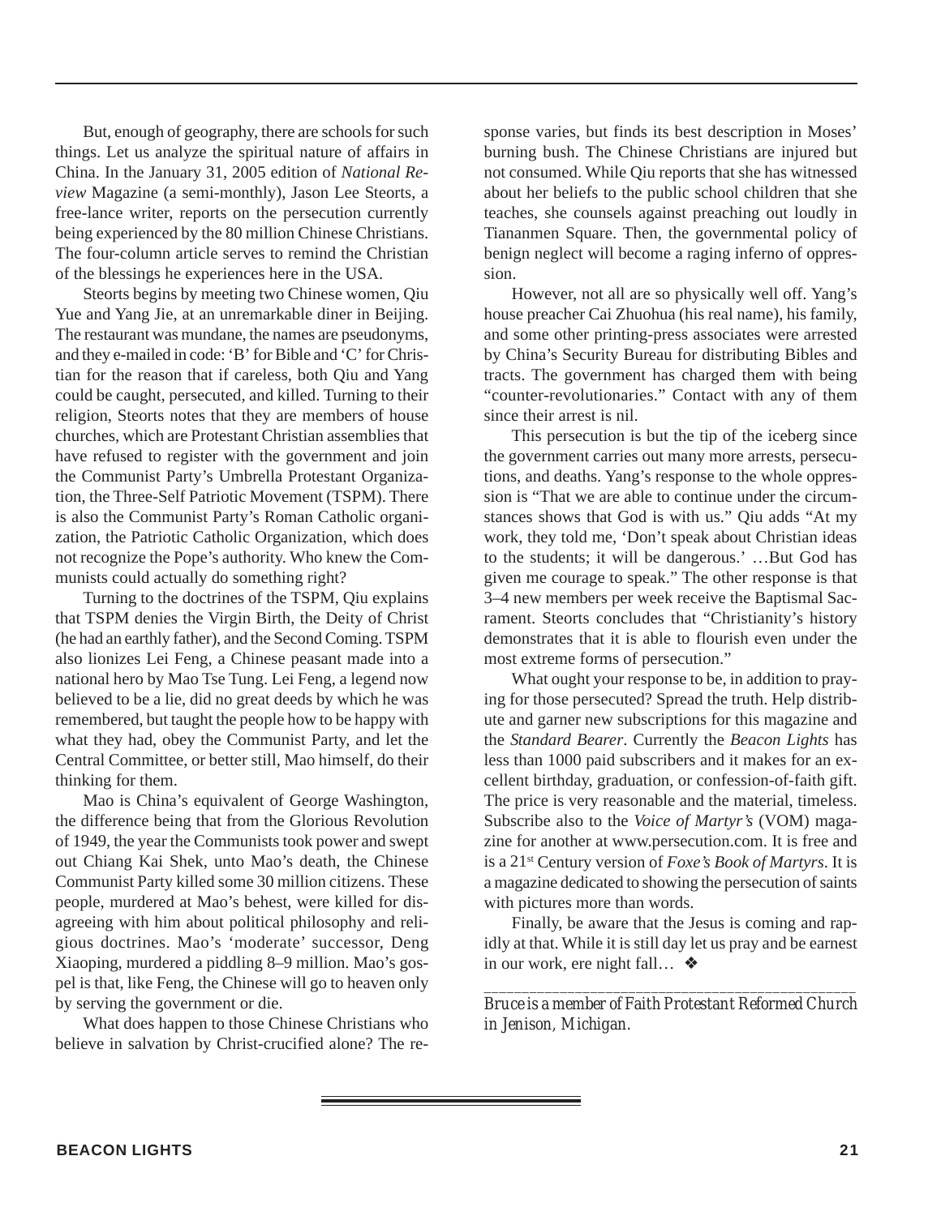But, enough of geography, there are schools for such things. Let us analyze the spiritual nature of affairs in China. In the January 31, 2005 edition of *National Review* Magazine (a semi-monthly), Jason Lee Steorts, a free-lance writer, reports on the persecution currently being experienced by the 80 million Chinese Christians. The four-column article serves to remind the Christian of the blessings he experiences here in the USA.

Steorts begins by meeting two Chinese women, Qiu Yue and Yang Jie, at an unremarkable diner in Beijing. The restaurant was mundane, the names are pseudonyms, and they e-mailed in code: 'B' for Bible and 'C' for Christian for the reason that if careless, both Qiu and Yang could be caught, persecuted, and killed. Turning to their religion, Steorts notes that they are members of house churches, which are Protestant Christian assemblies that have refused to register with the government and join the Communist Party's Umbrella Protestant Organization, the Three-Self Patriotic Movement (TSPM). There is also the Communist Party's Roman Catholic organization, the Patriotic Catholic Organization, which does not recognize the Pope's authority. Who knew the Communists could actually do something right?

Turning to the doctrines of the TSPM, Qiu explains that TSPM denies the Virgin Birth, the Deity of Christ (he had an earthly father), and the Second Coming. TSPM also lionizes Lei Feng, a Chinese peasant made into a national hero by Mao Tse Tung. Lei Feng, a legend now believed to be a lie, did no great deeds by which he was remembered, but taught the people how to be happy with what they had, obey the Communist Party, and let the Central Committee, or better still, Mao himself, do their thinking for them.

Mao is China's equivalent of George Washington, the difference being that from the Glorious Revolution of 1949, the year the Communists took power and swept out Chiang Kai Shek, unto Mao's death, the Chinese Communist Party killed some 30 million citizens. These people, murdered at Mao's behest, were killed for disagreeing with him about political philosophy and religious doctrines. Mao's 'moderate' successor, Deng Xiaoping, murdered a piddling 8–9 million. Mao's gospel is that, like Feng, the Chinese will go to heaven only by serving the government or die.

What does happen to those Chinese Christians who believe in salvation by Christ-crucified alone? The response varies, but finds its best description in Moses' burning bush. The Chinese Christians are injured but not consumed. While Qiu reports that she has witnessed about her beliefs to the public school children that she teaches, she counsels against preaching out loudly in Tiananmen Square. Then, the governmental policy of benign neglect will become a raging inferno of oppression.

However, not all are so physically well off. Yang's house preacher Cai Zhuohua (his real name), his family, and some other printing-press associates were arrested by China's Security Bureau for distributing Bibles and tracts. The government has charged them with being "counter-revolutionaries." Contact with any of them since their arrest is nil.

This persecution is but the tip of the iceberg since the government carries out many more arrests, persecutions, and deaths. Yang's response to the whole oppression is "That we are able to continue under the circumstances shows that God is with us." Qiu adds "At my work, they told me, 'Don't speak about Christian ideas to the students; it will be dangerous.' …But God has given me courage to speak." The other response is that 3–4 new members per week receive the Baptismal Sacrament. Steorts concludes that "Christianity's history demonstrates that it is able to flourish even under the most extreme forms of persecution."

What ought your response to be, in addition to praying for those persecuted? Spread the truth. Help distribute and garner new subscriptions for this magazine and the *Standard Bearer*. Currently the *Beacon Lights* has less than 1000 paid subscribers and it makes for an excellent birthday, graduation, or confession-of-faith gift. The price is very reasonable and the material, timeless. Subscribe also to the *Voice of Martyr's* (VOM) magazine for another at www.persecution.com. It is free and is a 21st Century version of *Foxe's Book of Martyrs*. It is a magazine dedicated to showing the persecution of saints with pictures more than words.

Finally, be aware that the Jesus is coming and rapidly at that. While it is still day let us pray and be earnest in our work, ere night fall… ❖

---

*Bruce is a member of Faith Protestant Reformed Church in Jenison, Michigan.*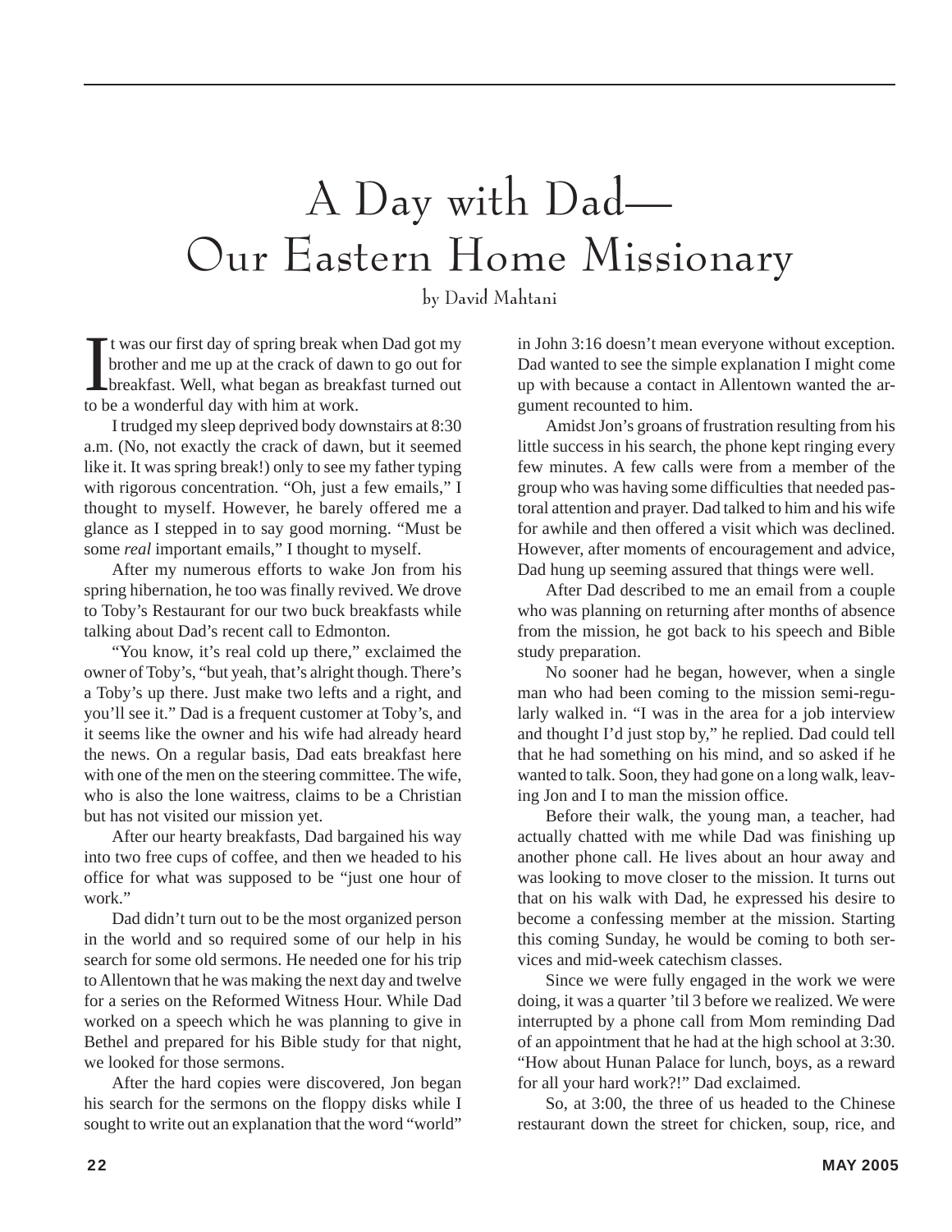# A Day with Dad—Our Eastern Home Missionary

by David Mahtani

It was our first day of spring break when Dad got my brother and me up at the crack of dawn to go out for breakfast. Well, what began as breakfast turned out to be a wonderful day with him at work.

I trudged my sleep deprived body downstairs at 8:30 a.m. (No, not exactly the crack of dawn, but it seemed like it. It was spring break!) only to see my father typing with rigorous concentration. "Oh, just a few emails," I thought to myself. However, he barely offered me a glance as I stepped in to say good morning. "Must be some *real* important emails," I thought to myself.

After my numerous efforts to wake Jon from his spring hibernation, he too was finally revived. We drove to Toby's Restaurant for our two buck breakfasts while talking about Dad's recent call to Edmonton.

"You know, it's real cold up there," exclaimed the owner of Toby's, "but yeah, that's alright though. There's a Toby's up there. Just make two lefts and a right, and you'll see it." Dad is a frequent customer at Toby's, and it seems like the owner and his wife had already heard the news. On a regular basis, Dad eats breakfast here with one of the men on the steering committee. The wife, who is also the lone waitress, claims to be a Christian but has not visited our mission yet.

After our hearty breakfasts, Dad bargained his way into two free cups of coffee, and then we headed to his office for what was supposed to be "just one hour of work."

Dad didn't turn out to be the most organized person in the world and so required some of our help in his search for some old sermons. He needed one for his trip to Allentown that he was making the next day and twelve for a series on the Reformed Witness Hour. While Dad worked on a speech which he was planning to give in Bethel and prepared for his Bible study for that night, we looked for those sermons.

After the hard copies were discovered, Jon began his search for the sermons on the floppy disks while I sought to write out an explanation that the word "world" in John 3:16 doesn't mean everyone without exception. Dad wanted to see the simple explanation I might come up with because a contact in Allentown wanted the argument recounted to him.

Amidst Jon's groans of frustration resulting from his little success in his search, the phone kept ringing every few minutes. A few calls were from a member of the group who was having some difficulties that needed pastoral attention and prayer. Dad talked to him and his wife for awhile and then offered a visit which was declined. However, after moments of encouragement and advice, Dad hung up seeming assured that things were well.

After Dad described to me an email from a couple who was planning on returning after months of absence from the mission, he got back to his speech and Bible study preparation.

No sooner had he began, however, when a single man who had been coming to the mission semi-regularly walked in. "I was in the area for a job interview and thought I'd just stop by," he replied. Dad could tell that he had something on his mind, and so asked if he wanted to talk. Soon, they had gone on a long walk, leaving Jon and I to man the mission office.

Before their walk, the young man, a teacher, had actually chatted with me while Dad was finishing up another phone call. He lives about an hour away and was looking to move closer to the mission. It turns out that on his walk with Dad, he expressed his desire to become a confessing member at the mission. Starting this coming Sunday, he would be coming to both services and mid-week catechism classes.

Since we were fully engaged in the work we were doing, it was a quarter 'til 3 before we realized. We were interrupted by a phone call from Mom reminding Dad of an appointment that he had at the high school at 3:30. "How about Hunan Palace for lunch, boys, as a reward for all your hard work?!" Dad exclaimed.

So, at 3:00, the three of us headed to the Chinese restaurant down the street for chicken, soup, rice, and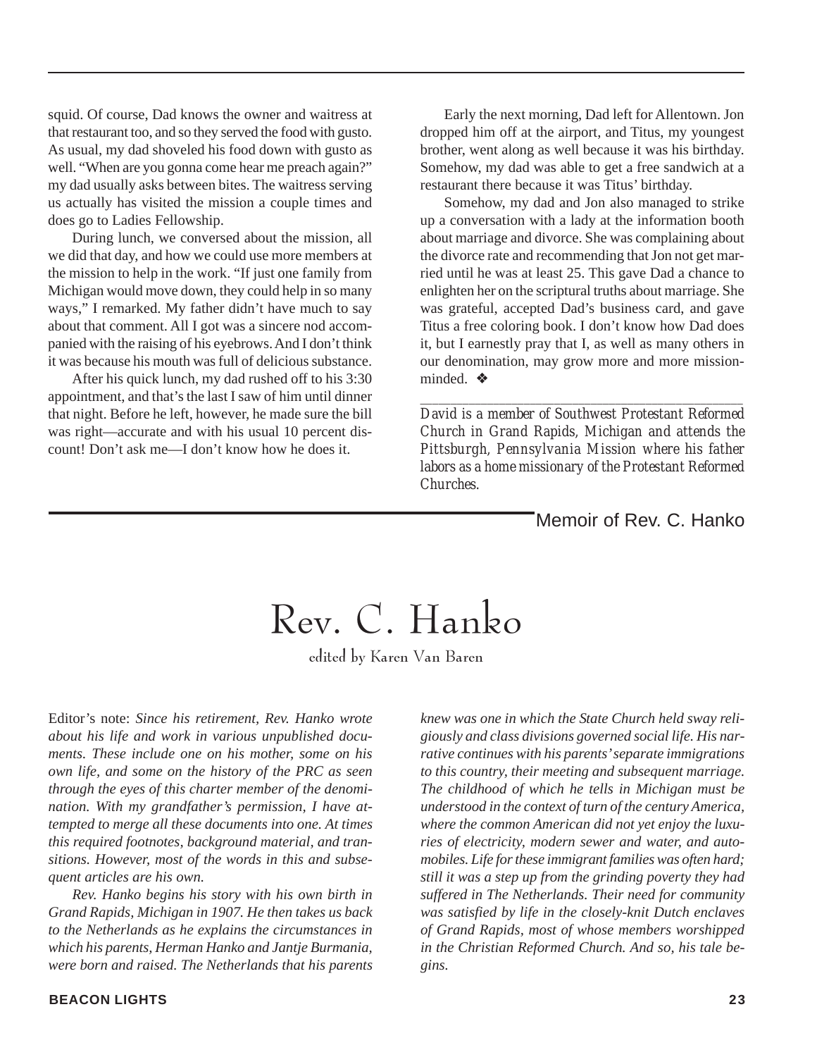squid. Of course, Dad knows the owner and waitress at that restaurant too, and so they served the food with gusto. As usual, my dad shoveled his food down with gusto as well. "When are you gonna come hear me preach again?" my dad usually asks between bites. The waitress serving us actually has visited the mission a couple times and does go to Ladies Fellowship.

During lunch, we conversed about the mission, all we did that day, and how we could use more members at the mission to help in the work. "If just one family from Michigan would move down, they could help in so many ways," I remarked. My father didn't have much to say about that comment. All I got was a sincere nod accompanied with the raising of his eyebrows. And I don't think it was because his mouth was full of delicious substance.

After his quick lunch, my dad rushed off to his 3:30 appointment, and that's the last I saw of him until dinner that night. Before he left, however, he made sure the bill was right—accurate and with his usual 10 percent discount! Don't ask me—I don't know how he does it.

Early the next morning, Dad left for Allentown. Jon dropped him off at the airport, and Titus, my youngest brother, went along as well because it was his birthday. Somehow, my dad was able to get a free sandwich at a restaurant there because it was Titus' birthday.

Somehow, my dad and Jon also managed to strike up a conversation with a lady at the information booth about marriage and divorce. She was complaining about the divorce rate and recommending that Jon not get married until he was at least 25. This gave Dad a chance to enlighten her on the scriptural truths about marriage. She was grateful, accepted Dad's business card, and gave Titus a free coloring book. I don't know how Dad does it, but I earnestly pray that I, as well as many others in our denomination, may grow more and more mission-minded. ❖

---

*David is a member of Southwest Protestant Reformed Church in Grand Rapids, Michigan and attends the Pittsburgh, Pennsylvania Mission where his father labors as a home missionary of the Protestant Reformed Churches.*

Memoir of Rev. C. Hanko

# Rev. C. Hanko

edited by Karen Van Baren

Editor's note: *Since his retirement, Rev. Hanko wrote about his life and work in various unpublished documents. These include one on his mother, some on his own life, and some on the history of the PRC as seen through the eyes of this charter member of the denomination. With my grandfather's permission, I have attempted to merge all these documents into one. At times this required footnotes, background material, and transitions. However, most of the words in this and subsequent articles are his own.*

*Rev. Hanko begins his story with his own birth in Grand Rapids, Michigan in 1907. He then takes us back to the Netherlands as he explains the circumstances in which his parents, Herman Hanko and Jantje Burmania, were born and raised. The Netherlands that his parents knew was one in which the State Church held sway religiously and class divisions governed social life. His narrative continues with his parents' separate immigrations to this country, their meeting and subsequent marriage. The childhood of which he tells in Michigan must be understood in the context of turn of the century America, where the common American did not yet enjoy the luxuries of electricity, modern sewer and water, and automobiles. Life for these immigrant families was often hard; still it was a step up from the grinding poverty they had suffered in The Netherlands. Their need for community was satisfied by life in the closely-knit Dutch enclaves of Grand Rapids, most of whose members worshipped in the Christian Reformed Church. And so, his tale begins.*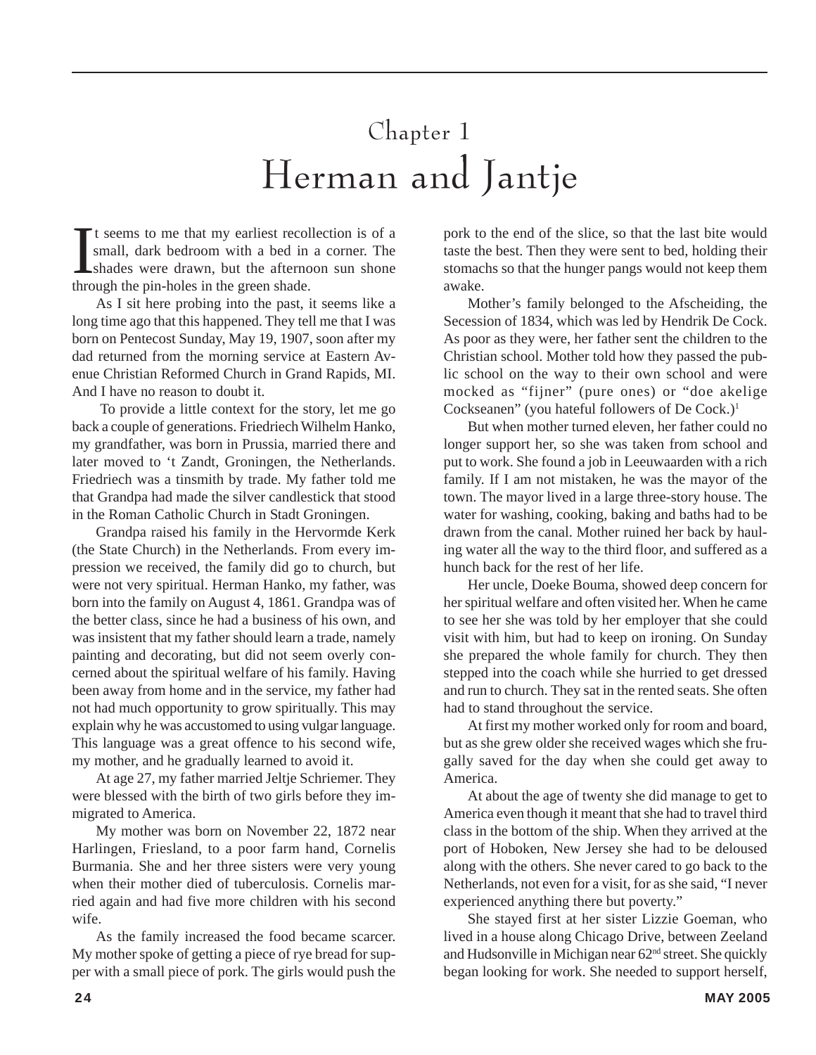# Chapter 1
# Herman and Jantje

It seems to me that my earliest recollection is of a small, dark bedroom with a bed in a corner. The shades were drawn, but the afternoon sun shone through the pin-holes in the green shade.

As I sit here probing into the past, it seems like a long time ago that this happened. They tell me that I was born on Pentecost Sunday, May 19, 1907, soon after my dad returned from the morning service at Eastern Avenue Christian Reformed Church in Grand Rapids, MI. And I have no reason to doubt it.

To provide a little context for the story, let me go back a couple of generations. Friedriech Wilhelm Hanko, my grandfather, was born in Prussia, married there and later moved to 't Zandt, Groningen, the Netherlands. Friedriech was a tinsmith by trade. My father told me that Grandpa had made the silver candlestick that stood in the Roman Catholic Church in Stadt Groningen.

Grandpa raised his family in the Hervormde Kerk (the State Church) in the Netherlands. From every impression we received, the family did go to church, but were not very spiritual. Herman Hanko, my father, was born into the family on August 4, 1861. Grandpa was of the better class, since he had a business of his own, and was insistent that my father should learn a trade, namely painting and decorating, but did not seem overly concerned about the spiritual welfare of his family. Having been away from home and in the service, my father had not had much opportunity to grow spiritually. This may explain why he was accustomed to using vulgar language. This language was a great offence to his second wife, my mother, and he gradually learned to avoid it.

At age 27, my father married Jeltje Schriemer. They were blessed with the birth of two girls before they immigrated to America.

My mother was born on November 22, 1872 near Harlingen, Friesland, to a poor farm hand, Cornelis Burmania. She and her three sisters were very young when their mother died of tuberculosis. Cornelis married again and had five more children with his second wife.

As the family increased the food became scarcer. My mother spoke of getting a piece of rye bread for supper with a small piece of pork. The girls would push the pork to the end of the slice, so that the last bite would taste the best. Then they were sent to bed, holding their stomachs so that the hunger pangs would not keep them awake.

Mother's family belonged to the Afscheiding, the Secession of 1834, which was led by Hendrik De Cock. As poor as they were, her father sent the children to the Christian school. Mother told how they passed the public school on the way to their own school and were mocked as "fijner" (pure ones) or "doe akelige Cockseanen" (you hateful followers of De Cock.)[1]

But when mother turned eleven, her father could no longer support her, so she was taken from school and put to work. She found a job in Leeuwaarden with a rich family. If I am not mistaken, he was the mayor of the town. The mayor lived in a large three-story house. The water for washing, cooking, baking and baths had to be drawn from the canal. Mother ruined her back by hauling water all the way to the third floor, and suffered as a hunch back for the rest of her life.

Her uncle, Doeke Bouma, showed deep concern for her spiritual welfare and often visited her. When he came to see her she was told by her employer that she could visit with him, but had to keep on ironing. On Sunday she prepared the whole family for church. They then stepped into the coach while she hurried to get dressed and run to church. They sat in the rented seats. She often had to stand throughout the service.

At first my mother worked only for room and board, but as she grew older she received wages which she frugally saved for the day when she could get away to America.

At about the age of twenty she did manage to get to America even though it meant that she had to travel third class in the bottom of the ship. When they arrived at the port of Hoboken, New Jersey she had to be deloused along with the others. She never cared to go back to the Netherlands, not even for a visit, for as she said, "I never experienced anything there but poverty."

She stayed first at her sister Lizzie Goeman, who lived in a house along Chicago Drive, between Zeeland and Hudsonville in Michigan near 62nd street. She quickly began looking for work. She needed to support herself,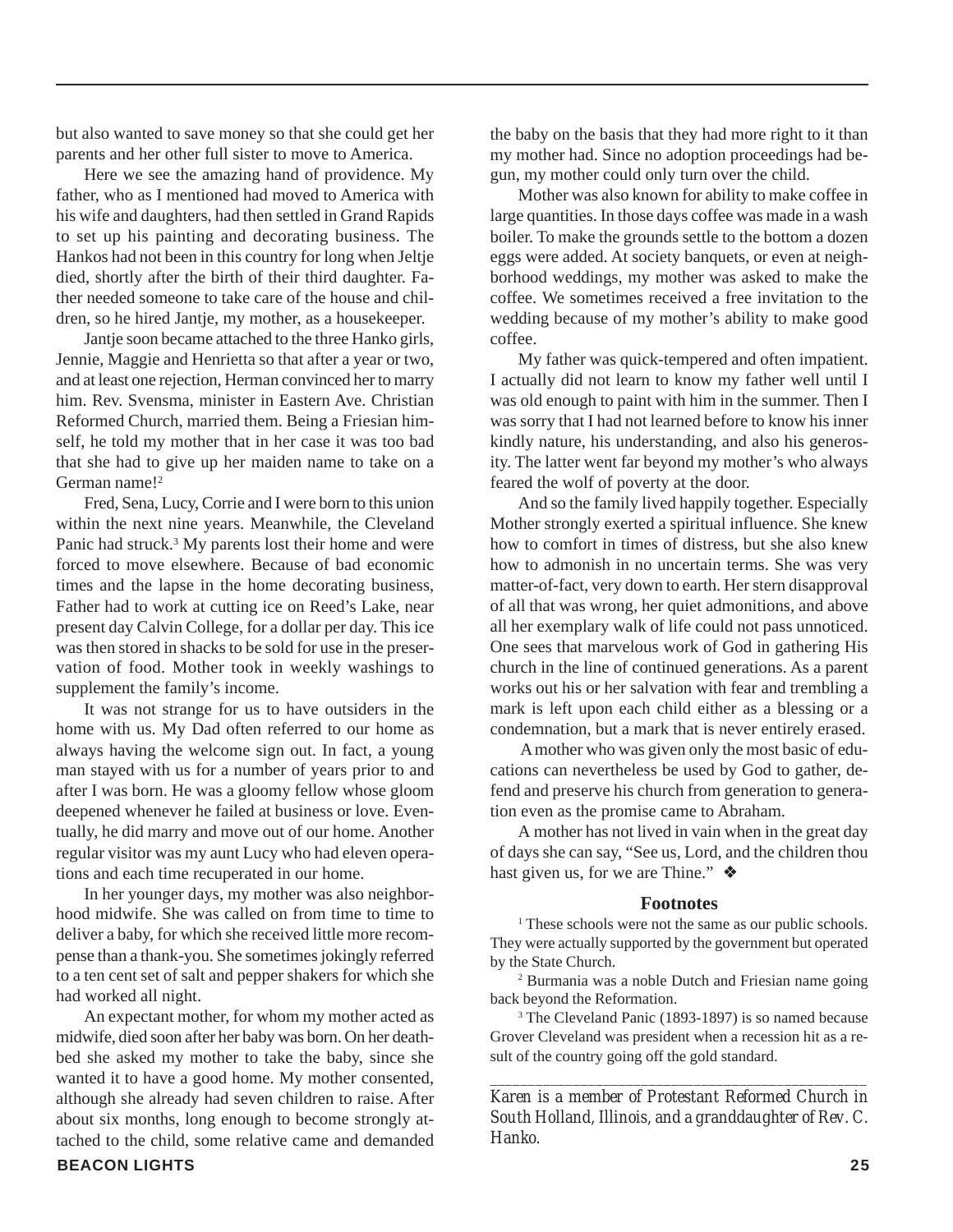but also wanted to save money so that she could get her parents and her other full sister to move to America.

Here we see the amazing hand of providence. My father, who as I mentioned had moved to America with his wife and daughters, had then settled in Grand Rapids to set up his painting and decorating business. The Hankos had not been in this country for long when Jeltje died, shortly after the birth of their third daughter. Father needed someone to take care of the house and children, so he hired Jantje, my mother, as a housekeeper.

Jantje soon became attached to the three Hanko girls, Jennie, Maggie and Henrietta so that after a year or two, and at least one rejection, Herman convinced her to marry him. Rev. Svensma, minister in Eastern Ave. Christian Reformed Church, married them. Being a Friesian himself, he told my mother that in her case it was too bad that she had to give up her maiden name to take on a German name![2]

Fred, Sena, Lucy, Corrie and I were born to this union within the next nine years. Meanwhile, the Cleveland Panic had struck.[3] My parents lost their home and were forced to move elsewhere. Because of bad economic times and the lapse in the home decorating business, Father had to work at cutting ice on Reed's Lake, near present day Calvin College, for a dollar per day. This ice was then stored in shacks to be sold for use in the preservation of food. Mother took in weekly washings to supplement the family's income.

It was not strange for us to have outsiders in the home with us. My Dad often referred to our home as always having the welcome sign out. In fact, a young man stayed with us for a number of years prior to and after I was born. He was a gloomy fellow whose gloom deepened whenever he failed at business or love. Eventually, he did marry and move out of our home. Another regular visitor was my aunt Lucy who had eleven operations and each time recuperated in our home.

In her younger days, my mother was also neighborhood midwife. She was called on from time to time to deliver a baby, for which she received little more recompense than a thank-you. She sometimes jokingly referred to a ten cent set of salt and pepper shakers for which she had worked all night.

An expectant mother, for whom my mother acted as midwife, died soon after her baby was born. On her deathbed she asked my mother to take the baby, since she wanted it to have a good home. My mother consented, although she already had seven children to raise. After about six months, long enough to become strongly attached to the child, some relative came and demanded the baby on the basis that they had more right to it than my mother had. Since no adoption proceedings had begun, my mother could only turn over the child.

Mother was also known for ability to make coffee in large quantities. In those days coffee was made in a wash boiler. To make the grounds settle to the bottom a dozen eggs were added. At society banquets, or even at neighborhood weddings, my mother was asked to make the coffee. We sometimes received a free invitation to the wedding because of my mother's ability to make good coffee.

My father was quick-tempered and often impatient. I actually did not learn to know my father well until I was old enough to paint with him in the summer. Then I was sorry that I had not learned before to know his inner kindly nature, his understanding, and also his generosity. The latter went far beyond my mother's who always feared the wolf of poverty at the door.

And so the family lived happily together. Especially Mother strongly exerted a spiritual influence. She knew how to comfort in times of distress, but she also knew how to admonish in no uncertain terms. She was very matter-of-fact, very down to earth. Her stern disapproval of all that was wrong, her quiet admonitions, and above all her exemplary walk of life could not pass unnoticed. One sees that marvelous work of God in gathering His church in the line of continued generations. As a parent works out his or her salvation with fear and trembling a mark is left upon each child either as a blessing or a condemnation, but a mark that is never entirely erased.

A mother who was given only the most basic of educations can nevertheless be used by God to gather, defend and preserve his church from generation to generation even as the promise came to Abraham.

A mother has not lived in vain when in the great day of days she can say, "See us, Lord, and the children thou hast given us, for we are Thine." ❖

### Footnotes

[1] These schools were not the same as our public schools. They were actually supported by the government but operated by the State Church.

[2] Burmania was a noble Dutch and Friesian name going back beyond the Reformation.

[3] The Cleveland Panic (1893-1897) is so named because Grover Cleveland was president when a recession hit as a result of the country going off the gold standard.

---

*Karen is a member of Protestant Reformed Church in South Holland, Illinois, and a granddaughter of Rev. C. Hanko.*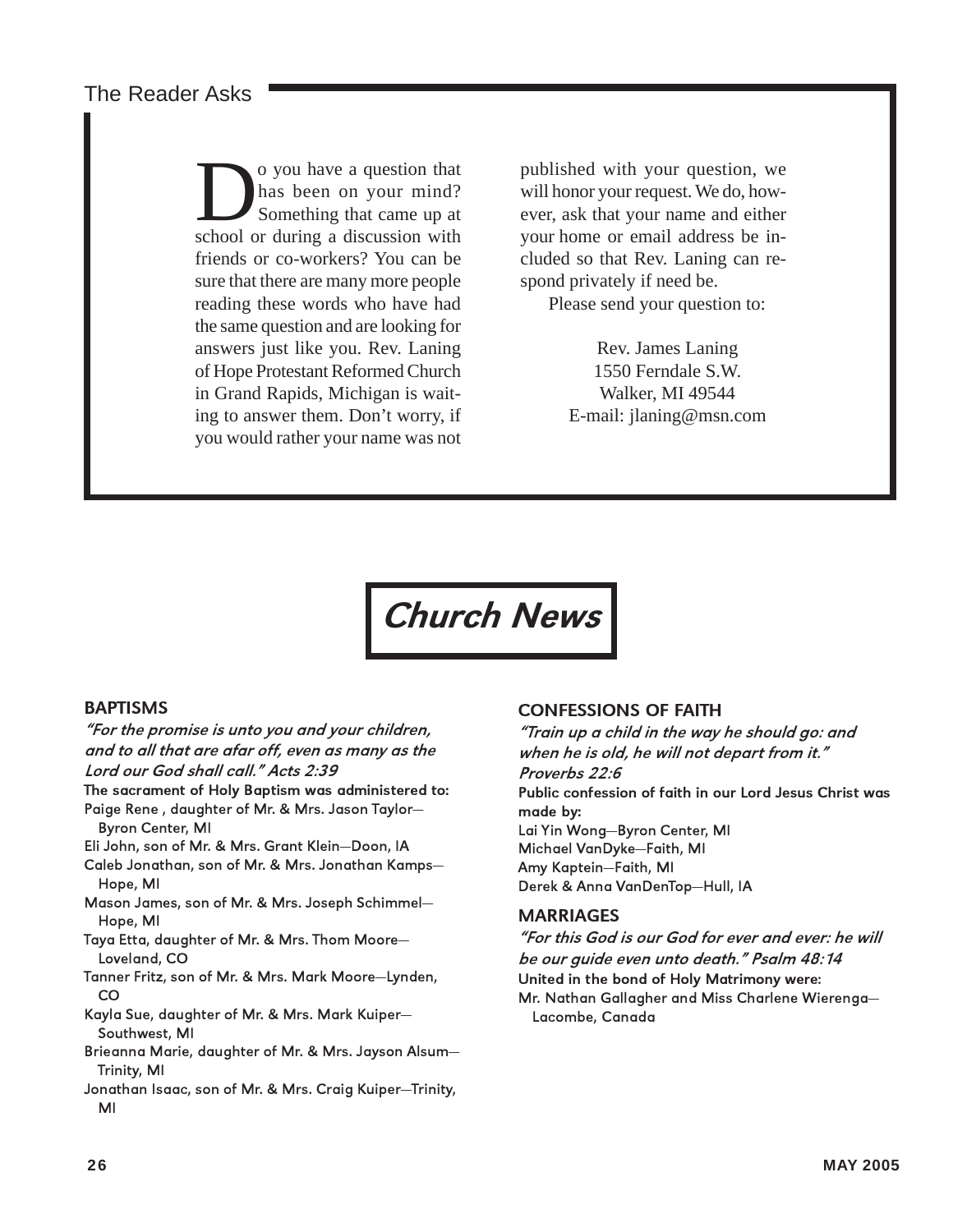## The Reader Asks

Do you have a question that has been on your mind? Something that came up at school or during a discussion with friends or co-workers? You can be sure that there are many more people reading these words who have had the same question and are looking for answers just like you. Rev. Laning of Hope Protestant Reformed Church in Grand Rapids, Michigan is waiting to answer them. Don't worry, if you would rather your name was not published with your question, we will honor your request. We do, however, ask that your name and either your home or email address be included so that Rev. Laning can respond privately if need be.

Please send your question to:

Rev. James Laning
1550 Ferndale S.W.
Walker, MI 49544
E-mail: jlaning@msn.com

# Church News

### BAPTISMS

***"For the promise is unto you and your children, and to all that are afar off, even as many as the Lord our God shall call." Acts 2:39***

**The sacrament of Holy Baptism was administered to:**

Paige Rene , daughter of Mr. & Mrs. Jason Taylor—Byron Center, MI
Eli John, son of Mr. & Mrs. Grant Klein—Doon, IA
Caleb Jonathan, son of Mr. & Mrs. Jonathan Kamps—Hope, MI
Mason James, son of Mr. & Mrs. Joseph Schimmel—Hope, MI
Taya Etta, daughter of Mr. & Mrs. Thom Moore—Loveland, CO
Tanner Fritz, son of Mr. & Mrs. Mark Moore—Lynden, CO
Kayla Sue, daughter of Mr. & Mrs. Mark Kuiper—Southwest, MI
Brieanna Marie, daughter of Mr. & Mrs. Jayson Alsum—Trinity, MI
Jonathan Isaac, son of Mr. & Mrs. Craig Kuiper—Trinity, MI

### CONFESSIONS OF FAITH

***"Train up a child in the way he should go: and when he is old, he will not depart from it." Proverbs 22:6***

**Public confession of faith in our Lord Jesus Christ was made by:**

Lai Yin Wong—Byron Center, MI
Michael VanDyke—Faith, MI
Amy Kaptein—Faith, MI
Derek & Anna VanDenTop—Hull, IA

### MARRIAGES

***"For this God is our God for ever and ever: he will be our guide even unto death." Psalm 48:14***

**United in the bond of Holy Matrimony were:**

Mr. Nathan Gallagher and Miss Charlene Wierenga—Lacombe, Canada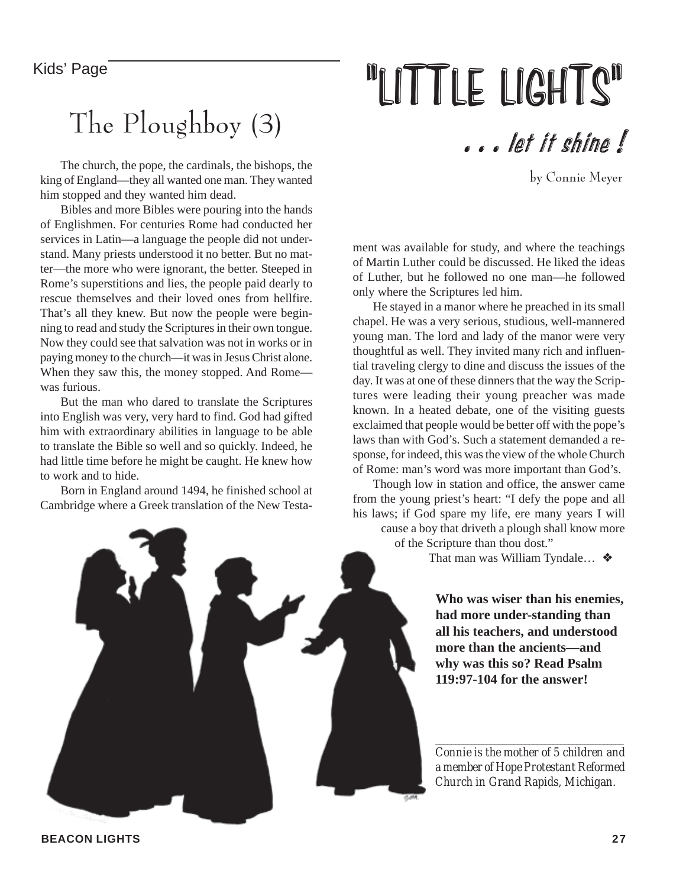Kids' Page

# "LITTLE LIGHTS"

*. . . let it shine !*

by Connie Meyer

## The Ploughboy (3)

The church, the pope, the cardinals, the bishops, the king of England—they all wanted one man. They wanted him stopped and they wanted him dead.

Bibles and more Bibles were pouring into the hands of Englishmen. For centuries Rome had conducted her services in Latin—a language the people did not understand. Many priests understood it no better. But no matter—the more who were ignorant, the better. Steeped in Rome's superstitions and lies, the people paid dearly to rescue themselves and their loved ones from hellfire. That's all they knew. But now the people were beginning to read and study the Scriptures in their own tongue. Now they could see that salvation was not in works or in paying money to the church—it was in Jesus Christ alone. When they saw this, the money stopped. And Rome—was furious.

But the man who dared to translate the Scriptures into English was very, very hard to find. God had gifted him with extraordinary abilities in language to be able to translate the Bible so well and so quickly. Indeed, he had little time before he might be caught. He knew how to work and to hide.

Born in England around 1494, he finished school at Cambridge where a Greek translation of the New Testament was available for study, and where the teachings of Martin Luther could be discussed. He liked the ideas of Luther, but he followed no one man—he followed only where the Scriptures led him.

He stayed in a manor where he preached in its small chapel. He was a very serious, studious, well-mannered young man. The lord and lady of the manor were very thoughtful as well. They invited many rich and influential traveling clergy to dine and discuss the issues of the day. It was at one of these dinners that the way the Scriptures were leading their young preacher was made known. In a heated debate, one of the visiting guests exclaimed that people would be better off with the pope's laws than with God's. Such a statement demanded a response, for indeed, this was the view of the whole Church of Rome: man's word was more important than God's.

Though low in station and office, the answer came from the young priest's heart: "I defy the pope and all his laws; if God spare my life, ere many years I will cause a boy that driveth a plough shall know more of the Scripture than thou dost."

That man was William Tyndale… ❖

**Who was wiser than his enemies, had more under-standing than all his teachers, and understood more than the ancients—and why was this so? Read Psalm 119:97-104 for the answer!**

---

*Connie is the mother of 5 children and a member of Hope Protestant Reformed Church in Grand Rapids, Michigan.*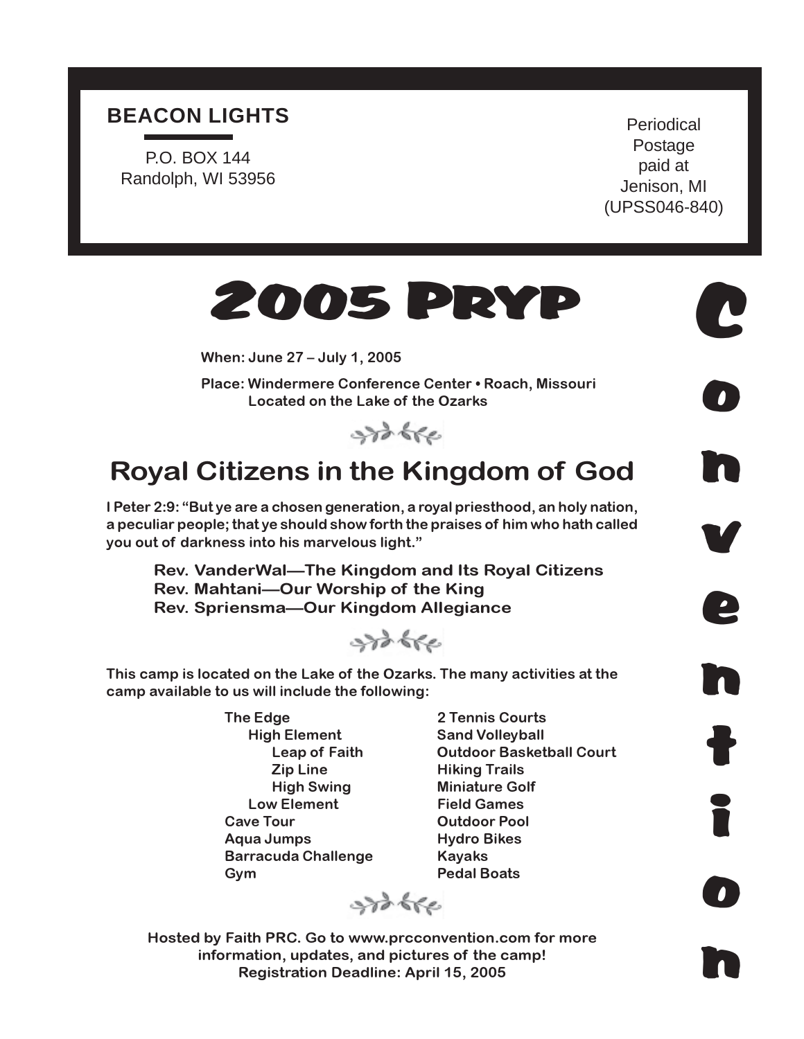**BEACON LIGHTS**

P.O. BOX 144
Randolph, WI 53956

Periodical
Postage
paid at
Jenison, MI
(UPSS046-840)

# 2005 PRYP Convention

**When: June 27 – July 1, 2005**

**Place: Windermere Conference Center • Roach, Missouri**
**Located on the Lake of the Ozarks**

## Royal Citizens in the Kingdom of God

**I Peter 2:9: "But ye are a chosen generation, a royal priesthood, an holy nation, a peculiar people; that ye should show forth the praises of him who hath called you out of darkness into his marvelous light."**

**Rev. VanderWal—The Kingdom and Its Royal Citizens**
**Rev. Mahtani—Our Worship of the King**
**Rev. Spriensma—Our Kingdom Allegiance**

**This camp is located on the Lake of the Ozarks. The many activities at the camp available to us will include the following:**

- The Edge
  - High Element
    - Leap of Faith
    - Zip Line
    - High Swing
  - Low Element
- Cave Tour
- Aqua Jumps
- Barracuda Challenge
- Gym
- 2 Tennis Courts
- Sand Volleyball
- Outdoor Basketball Court
- Hiking Trails
- Miniature Golf
- Field Games
- Outdoor Pool
- Hydro Bikes
- Kayaks
- Pedal Boats

**Hosted by Faith PRC. Go to www.prcconvention.com for more information, updates, and pictures of the camp!**
**Registration Deadline: April 15, 2005**